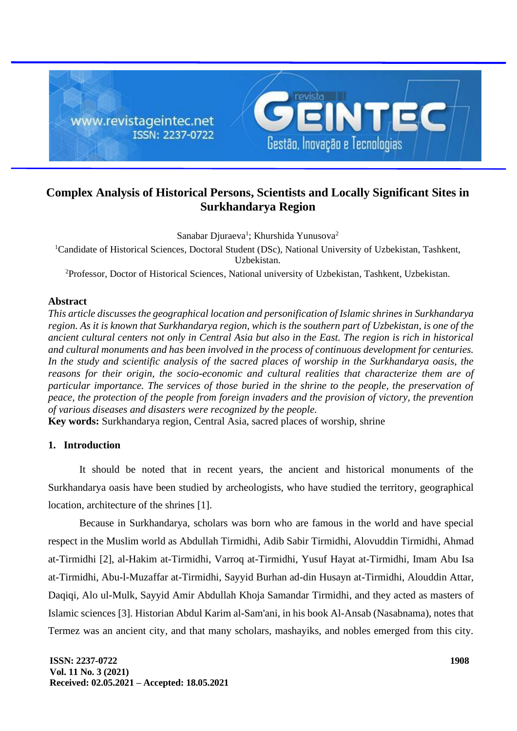# Complex Analysis of Historical Persons, Scientists and Locally Significant Sites in Surkhandarya Region

Sanabar Djuraeva[1]; Khurshida Yunusova[2]

[1]Candidate of Historical Sciences, Doctoral Student (DSc), National University of Uzbekistan, Tashkent, Uzbekistan.

[2]Professor, Doctor of Historical Sciences, National university of Uzbekistan, Tashkent, Uzbekistan.

## Abstract

*This article discusses the geographical location and personification of Islamic shrines in Surkhandarya region. As it is known that Surkhandarya region, which is the southern part of Uzbekistan, is one of the ancient cultural centers not only in Central Asia but also in the East. The region is rich in historical and cultural monuments and has been involved in the process of continuous development for centuries. In the study and scientific analysis of the sacred places of worship in the Surkhandarya oasis, the reasons for their origin, the socio-economic and cultural realities that characterize them are of particular importance. The services of those buried in the shrine to the people, the preservation of peace, the protection of the people from foreign invaders and the provision of victory, the prevention of various diseases and disasters were recognized by the people.*

**Key words:** Surkhandarya region, Central Asia, sacred places of worship, shrine

## 1. Introduction

It should be noted that in recent years, the ancient and historical monuments of the Surkhandarya oasis have been studied by archeologists, who have studied the territory, geographical location, architecture of the shrines [1].

Because in Surkhandarya, scholars was born who are famous in the world and have special respect in the Muslim world as Abdullah Tirmidhi, Adib Sabir Tirmidhi, Alovuddin Tirmidhi, Ahmad at-Tirmidhi [2], al-Hakim at-Tirmidhi, Varroq at-Tirmidhi, Yusuf Hayat at-Tirmidhi, Imam Abu Isa at-Tirmidhi, Abu-l-Muzaffar at-Tirmidhi, Sayyid Burhan ad-din Husayn at-Tirmidhi, Alouddin Attar, Daqiqi, Alo ul-Mulk, Sayyid Amir Abdullah Khoja Samandar Tirmidhi, and they acted as masters of Islamic sciences [3]. Historian Abdul Karim al-Sam'ani, in his book Al-Ansab (Nasabnama), notes that Termez was an ancient city, and that many scholars, mashayiks, and nobles emerged from this city.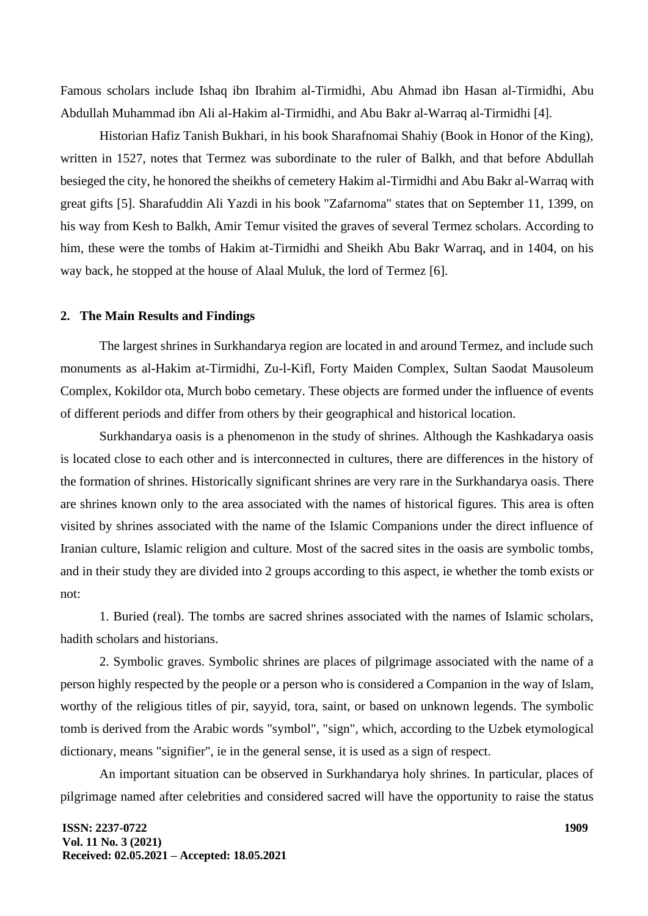Famous scholars include Ishaq ibn Ibrahim al-Tirmidhi, Abu Ahmad ibn Hasan al-Tirmidhi, Abu Abdullah Muhammad ibn Ali al-Hakim al-Tirmidhi, and Abu Bakr al-Warraq al-Tirmidhi [4].

Historian Hafiz Tanish Bukhari, in his book Sharafnomai Shahiy (Book in Honor of the King), written in 1527, notes that Termez was subordinate to the ruler of Balkh, and that before Abdullah besieged the city, he honored the sheikhs of cemetery Hakim al-Tirmidhi and Abu Bakr al-Warraq with great gifts [5]. Sharafuddin Ali Yazdi in his book "Zafarnoma" states that on September 11, 1399, on his way from Kesh to Balkh, Amir Temur visited the graves of several Termez scholars. According to him, these were the tombs of Hakim at-Tirmidhi and Sheikh Abu Bakr Warraq, and in 1404, on his way back, he stopped at the house of Alaal Muluk, the lord of Termez [6].

## 2. The Main Results and Findings

The largest shrines in Surkhandarya region are located in and around Termez, and include such monuments as al-Hakim at-Tirmidhi, Zu-l-Kifl, Forty Maiden Complex, Sultan Saodat Mausoleum Complex, Kokildor ota, Murch bobo cemetary. These objects are formed under the influence of events of different periods and differ from others by their geographical and historical location.

Surkhandarya oasis is a phenomenon in the study of shrines. Although the Kashkadarya oasis is located close to each other and is interconnected in cultures, there are differences in the history of the formation of shrines. Historically significant shrines are very rare in the Surkhandarya oasis. There are shrines known only to the area associated with the names of historical figures. This area is often visited by shrines associated with the name of the Islamic Companions under the direct influence of Iranian culture, Islamic religion and culture. Most of the sacred sites in the oasis are symbolic tombs, and in their study they are divided into 2 groups according to this aspect, ie whether the tomb exists or not:

1. Buried (real). The tombs are sacred shrines associated with the names of Islamic scholars, hadith scholars and historians.

2. Symbolic graves. Symbolic shrines are places of pilgrimage associated with the name of a person highly respected by the people or a person who is considered a Companion in the way of Islam, worthy of the religious titles of pir, sayyid, tora, saint, or based on unknown legends. The symbolic tomb is derived from the Arabic words "symbol", "sign", which, according to the Uzbek etymological dictionary, means "signifier", ie in the general sense, it is used as a sign of respect.

An important situation can be observed in Surkhandarya holy shrines. In particular, places of pilgrimage named after celebrities and considered sacred will have the opportunity to raise the status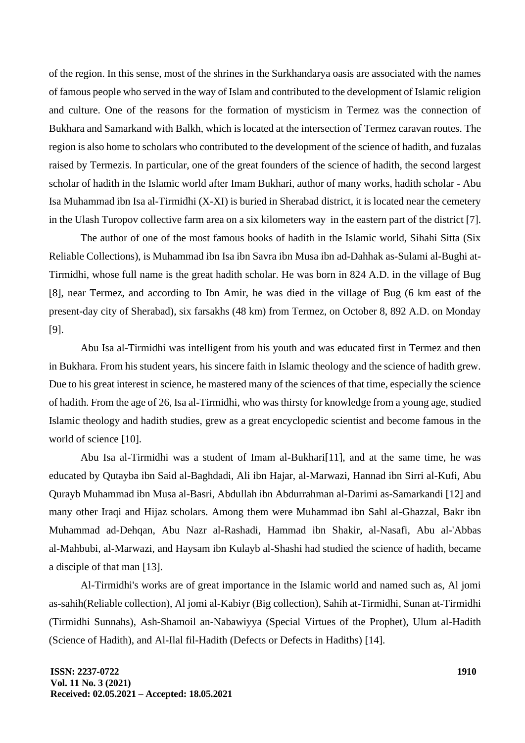of the region. In this sense, most of the shrines in the Surkhandarya oasis are associated with the names of famous people who served in the way of Islam and contributed to the development of Islamic religion and culture. One of the reasons for the formation of mysticism in Termez was the connection of Bukhara and Samarkand with Balkh, which is located at the intersection of Termez caravan routes. The region is also home to scholars who contributed to the development of the science of hadith, and fuzalas raised by Termezis. In particular, one of the great founders of the science of hadith, the second largest scholar of hadith in the Islamic world after Imam Bukhari, author of many works, hadith scholar - Abu Isa Muhammad ibn Isa al-Tirmidhi (X-XI) is buried in Sherabad district, it is located near the cemetery in the Ulash Turopov collective farm area on a six kilometers way in the eastern part of the district [7].

The author of one of the most famous books of hadith in the Islamic world, Sihahi Sitta (Six Reliable Collections), is Muhammad ibn Isa ibn Savra ibn Musa ibn ad-Dahhak as-Sulami al-Bughi at-Tirmidhi, whose full name is the great hadith scholar. He was born in 824 A.D. in the village of Bug [8], near Termez, and according to Ibn Amir, he was died in the village of Bug (6 km east of the present-day city of Sherabad), six farsakhs (48 km) from Termez, on October 8, 892 A.D. on Monday [9].

Abu Isa al-Tirmidhi was intelligent from his youth and was educated first in Termez and then in Bukhara. From his student years, his sincere faith in Islamic theology and the science of hadith grew. Due to his great interest in science, he mastered many of the sciences of that time, especially the science of hadith. From the age of 26, Isa al-Tirmidhi, who was thirsty for knowledge from a young age, studied Islamic theology and hadith studies, grew as a great encyclopedic scientist and become famous in the world of science [10].

Abu Isa al-Tirmidhi was a student of Imam al-Bukhari[11], and at the same time, he was educated by Qutayba ibn Said al-Baghdadi, Ali ibn Hajar, al-Marwazi, Hannad ibn Sirri al-Kufi, Abu Qurayb Muhammad ibn Musa al-Basri, Abdullah ibn Abdurrahman al-Darimi as-Samarkandi [12] and many other Iraqi and Hijaz scholars. Among them were Muhammad ibn Sahl al-Ghazzal, Bakr ibn Muhammad ad-Dehqan, Abu Nazr al-Rashadi, Hammad ibn Shakir, al-Nasafi, Abu al-'Abbas al-Mahbubi, al-Marwazi, and Haysam ibn Kulayb al-Shashi had studied the science of hadith, became a disciple of that man [13].

Al-Tirmidhi's works are of great importance in the Islamic world and named such as, Al jomi as-sahih(Reliable collection), Al jomi al-Kabiyr (Big collection), Sahih at-Tirmidhi, Sunan at-Tirmidhi (Tirmidhi Sunnahs), Ash-Shamoil an-Nabawiyya (Special Virtues of the Prophet), Ulum al-Hadith (Science of Hadith), and Al-Ilal fil-Hadith (Defects or Defects in Hadiths) [14].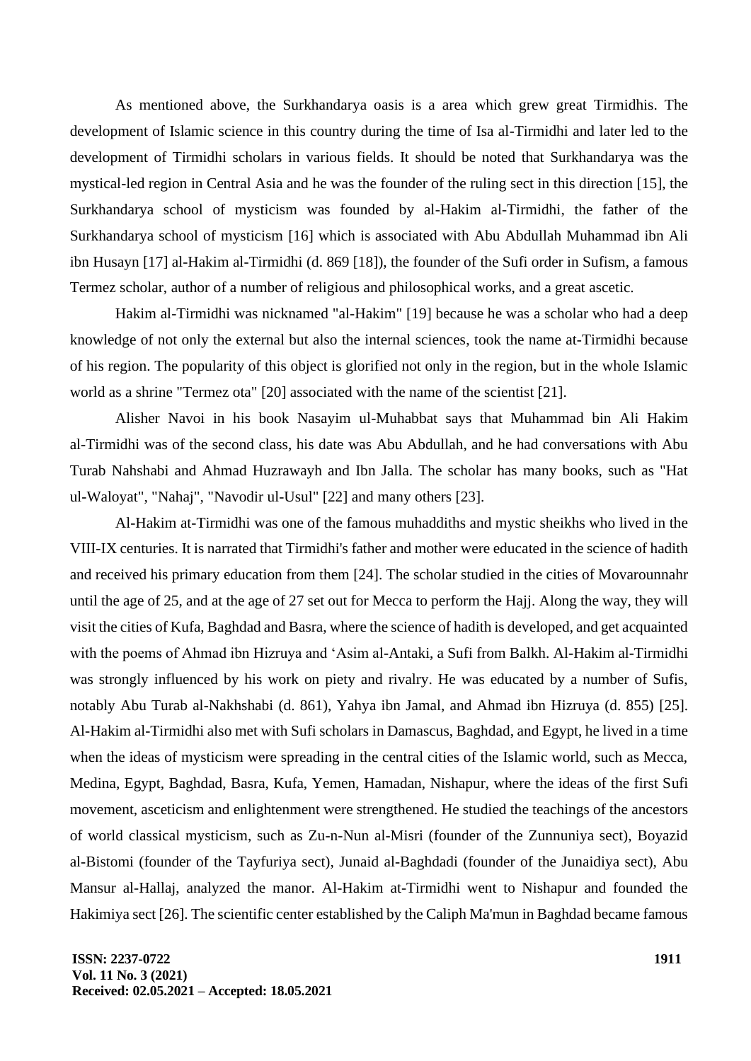As mentioned above, the Surkhandarya oasis is a area which grew great Tirmidhis. The development of Islamic science in this country during the time of Isa al-Tirmidhi and later led to the development of Tirmidhi scholars in various fields. It should be noted that Surkhandarya was the mystical-led region in Central Asia and he was the founder of the ruling sect in this direction [15], the Surkhandarya school of mysticism was founded by al-Hakim al-Tirmidhi, the father of the Surkhandarya school of mysticism [16] which is associated with Abu Abdullah Muhammad ibn Ali ibn Husayn [17] al-Hakim al-Tirmidhi (d. 869 [18]), the founder of the Sufi order in Sufism, a famous Termez scholar, author of a number of religious and philosophical works, and a great ascetic.

Hakim al-Tirmidhi was nicknamed "al-Hakim" [19] because he was a scholar who had a deep knowledge of not only the external but also the internal sciences, took the name at-Tirmidhi because of his region. The popularity of this object is glorified not only in the region, but in the whole Islamic world as a shrine "Termez ota" [20] associated with the name of the scientist [21].

Alisher Navoi in his book Nasayim ul-Muhabbat says that Muhammad bin Ali Hakim al-Tirmidhi was of the second class, his date was Abu Abdullah, and he had conversations with Abu Turab Nahshabi and Ahmad Huzrawayh and Ibn Jalla. The scholar has many books, such as "Hat ul-Waloyat", "Nahaj", "Navodir ul-Usul" [22] and many others [23].

Al-Hakim at-Tirmidhi was one of the famous muhaddiths and mystic sheikhs who lived in the VIII-IX centuries. It is narrated that Tirmidhi's father and mother were educated in the science of hadith and received his primary education from them [24]. The scholar studied in the cities of Movarounnahr until the age of 25, and at the age of 27 set out for Mecca to perform the Hajj. Along the way, they will visit the cities of Kufa, Baghdad and Basra, where the science of hadith is developed, and get acquainted with the poems of Ahmad ibn Hizruya and ‘Asim al-Antaki, a Sufi from Balkh. Al-Hakim al-Tirmidhi was strongly influenced by his work on piety and rivalry. He was educated by a number of Sufis, notably Abu Turab al-Nakhshabi (d. 861), Yahya ibn Jamal, and Ahmad ibn Hizruya (d. 855) [25]. Al-Hakim al-Tirmidhi also met with Sufi scholars in Damascus, Baghdad, and Egypt, he lived in a time when the ideas of mysticism were spreading in the central cities of the Islamic world, such as Mecca, Medina, Egypt, Baghdad, Basra, Kufa, Yemen, Hamadan, Nishapur, where the ideas of the first Sufi movement, asceticism and enlightenment were strengthened. He studied the teachings of the ancestors of world classical mysticism, such as Zu-n-Nun al-Misri (founder of the Zunnuniya sect), Boyazid al-Bistomi (founder of the Tayfuriya sect), Junaid al-Baghdadi (founder of the Junaidiya sect), Abu Mansur al-Hallaj, analyzed the manor. Al-Hakim at-Tirmidhi went to Nishapur and founded the Hakimiya sect [26]. The scientific center established by the Caliph Ma'mun in Baghdad became famous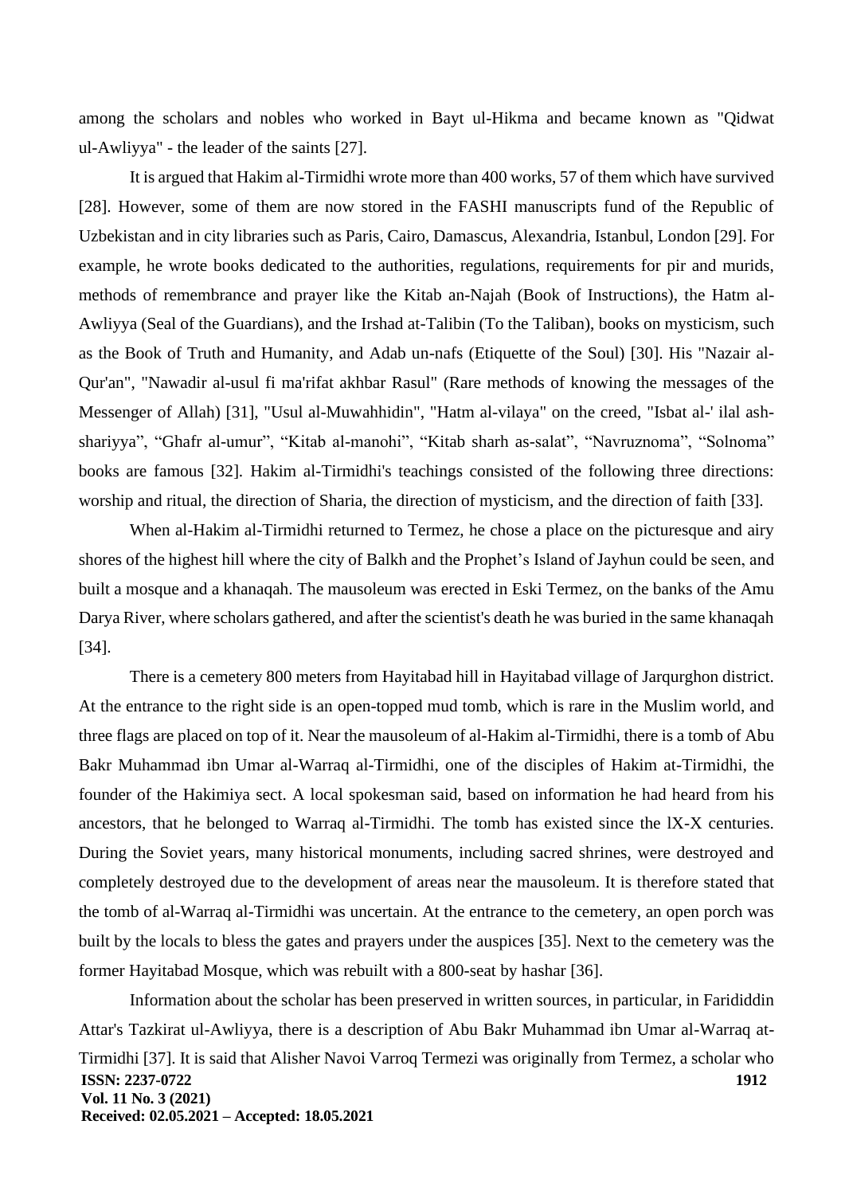among the scholars and nobles who worked in Bayt ul-Hikma and became known as "Qidwat ul-Awliyya" - the leader of the saints [27].

It is argued that Hakim al-Tirmidhi wrote more than 400 works, 57 of them which have survived [28]. However, some of them are now stored in the FASHI manuscripts fund of the Republic of Uzbekistan and in city libraries such as Paris, Cairo, Damascus, Alexandria, Istanbul, London [29]. For example, he wrote books dedicated to the authorities, regulations, requirements for pir and murids, methods of remembrance and prayer like the Kitab an-Najah (Book of Instructions), the Hatm al-Awliyya (Seal of the Guardians), and the Irshad at-Talibin (To the Taliban), books on mysticism, such as the Book of Truth and Humanity, and Adab un-nafs (Etiquette of the Soul) [30]. His "Nazair al-Qur'an", "Nawadir al-usul fi ma'rifat akhbar Rasul" (Rare methods of knowing the messages of the Messenger of Allah) [31], "Usul al-Muwahhidin", "Hatm al-vilaya" on the creed, "Isbat al-' ilal ash-shariyya", "Ghafr al-umur", "Kitab al-manohi", "Kitab sharh as-salat", "Navruznoma", "Solnoma" books are famous [32]. Hakim al-Tirmidhi's teachings consisted of the following three directions: worship and ritual, the direction of Sharia, the direction of mysticism, and the direction of faith [33].

When al-Hakim al-Tirmidhi returned to Termez, he chose a place on the picturesque and airy shores of the highest hill where the city of Balkh and the Prophet's Island of Jayhun could be seen, and built a mosque and a khanaqah. The mausoleum was erected in Eski Termez, on the banks of the Amu Darya River, where scholars gathered, and after the scientist's death he was buried in the same khanaqah [34].

There is a cemetery 800 meters from Hayitabad hill in Hayitabad village of Jarqurghon district. At the entrance to the right side is an open-topped mud tomb, which is rare in the Muslim world, and three flags are placed on top of it. Near the mausoleum of al-Hakim al-Tirmidhi, there is a tomb of Abu Bakr Muhammad ibn Umar al-Warraq al-Tirmidhi, one of the disciples of Hakim at-Tirmidhi, the founder of the Hakimiya sect. A local spokesman said, based on information he had heard from his ancestors, that he belonged to Warraq al-Tirmidhi. The tomb has existed since the lX-X centuries. During the Soviet years, many historical monuments, including sacred shrines, were destroyed and completely destroyed due to the development of areas near the mausoleum. It is therefore stated that the tomb of al-Warraq al-Tirmidhi was uncertain. At the entrance to the cemetery, an open porch was built by the locals to bless the gates and prayers under the auspices [35]. Next to the cemetery was the former Hayitabad Mosque, which was rebuilt with a 800-seat by hashar [36].

Information about the scholar has been preserved in written sources, in particular, in Farididdin Attar's Tazkirat ul-Awliyya, there is a description of Abu Bakr Muhammad ibn Umar al-Warraq at-Tirmidhi [37]. It is said that Alisher Navoi Varroq Termezi was originally from Termez, a scholar who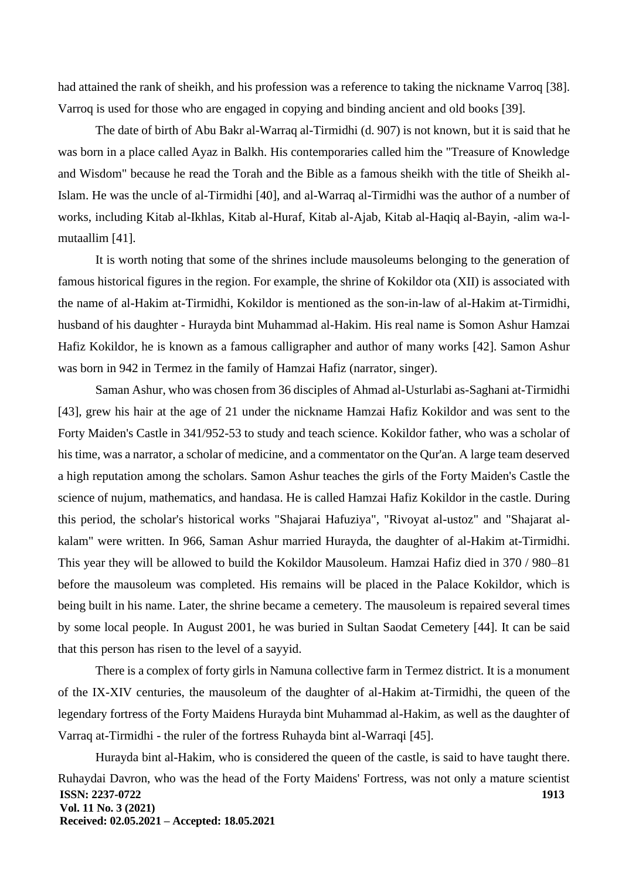had attained the rank of sheikh, and his profession was a reference to taking the nickname Varroq [38]. Varroq is used for those who are engaged in copying and binding ancient and old books [39].

The date of birth of Abu Bakr al-Warraq al-Tirmidhi (d. 907) is not known, but it is said that he was born in a place called Ayaz in Balkh. His contemporaries called him the "Treasure of Knowledge and Wisdom" because he read the Torah and the Bible as a famous sheikh with the title of Sheikh al-Islam. He was the uncle of al-Tirmidhi [40], and al-Warraq al-Tirmidhi was the author of a number of works, including Kitab al-Ikhlas, Kitab al-Huraf, Kitab al-Ajab, Kitab al-Haqiq al-Bayin, -alim wa-l-mutaallim [41].

It is worth noting that some of the shrines include mausoleums belonging to the generation of famous historical figures in the region. For example, the shrine of Kokildor ota (XII) is associated with the name of al-Hakim at-Tirmidhi, Kokildor is mentioned as the son-in-law of al-Hakim at-Tirmidhi, husband of his daughter - Hurayda bint Muhammad al-Hakim. His real name is Somon Ashur Hamzai Hafiz Kokildor, he is known as a famous calligrapher and author of many works [42]. Samon Ashur was born in 942 in Termez in the family of Hamzai Hafiz (narrator, singer).

Saman Ashur, who was chosen from 36 disciples of Ahmad al-Usturlabi as-Saghani at-Tirmidhi [43], grew his hair at the age of 21 under the nickname Hamzai Hafiz Kokildor and was sent to the Forty Maiden's Castle in 341/952-53 to study and teach science. Kokildor father, who was a scholar of his time, was a narrator, a scholar of medicine, and a commentator on the Qur'an. A large team deserved a high reputation among the scholars. Samon Ashur teaches the girls of the Forty Maiden's Castle the science of nujum, mathematics, and handasa. He is called Hamzai Hafiz Kokildor in the castle. During this period, the scholar's historical works "Shajarai Hafuziya", "Rivoyat al-ustoz" and "Shajarat al-kalam" were written. In 966, Saman Ashur married Hurayda, the daughter of al-Hakim at-Tirmidhi. This year they will be allowed to build the Kokildor Mausoleum. Hamzai Hafiz died in 370 / 980–81 before the mausoleum was completed. His remains will be placed in the Palace Kokildor, which is being built in his name. Later, the shrine became a cemetery. The mausoleum is repaired several times by some local people. In August 2001, he was buried in Sultan Saodat Cemetery [44]. It can be said that this person has risen to the level of a sayyid.

There is a complex of forty girls in Namuna collective farm in Termez district. It is a monument of the IX-XIV centuries, the mausoleum of the daughter of al-Hakim at-Tirmidhi, the queen of the legendary fortress of the Forty Maidens Hurayda bint Muhammad al-Hakim, as well as the daughter of Varraq at-Tirmidhi - the ruler of the fortress Ruhayda bint al-Warraqi [45].

Hurayda bint al-Hakim, who is considered the queen of the castle, is said to have taught there. Ruhaydai Davron, who was the head of the Forty Maidens' Fortress, was not only a mature scientist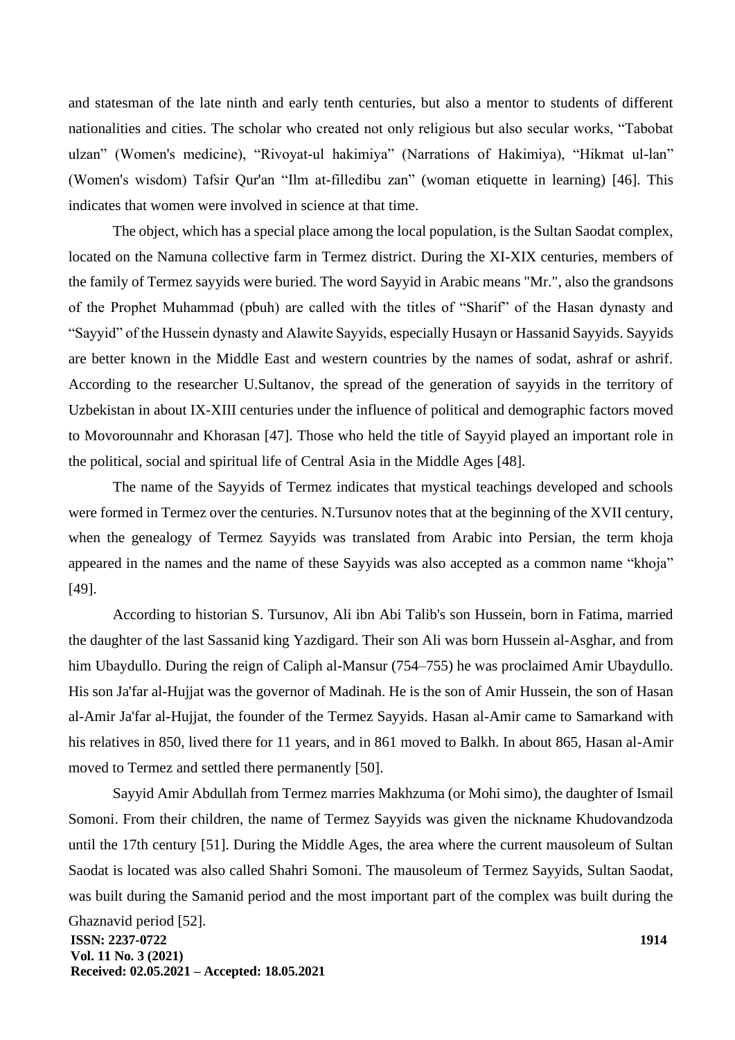and statesman of the late ninth and early tenth centuries, but also a mentor to students of different nationalities and cities. The scholar who created not only religious but also secular works, “Tabobat ulzan” (Women's medicine), “Rivoyat-ul hakimiya” (Narrations of Hakimiya), “Hikmat ul-lan” (Women's wisdom) Tafsir Qur'an “Ilm at-filledibu zan” (woman etiquette in learning) [46]. This indicates that women were involved in science at that time.

The object, which has a special place among the local population, is the Sultan Saodat complex, located on the Namuna collective farm in Termez district. During the XI-XIX centuries, members of the family of Termez sayyids were buried. The word Sayyid in Arabic means "Mr.", also the grandsons of the Prophet Muhammad (pbuh) are called with the titles of “Sharif” of the Hasan dynasty and “Sayyid” of the Hussein dynasty and Alawite Sayyids, especially Husayn or Hassanid Sayyids. Sayyids are better known in the Middle East and western countries by the names of sodat, ashraf or ashrif. According to the researcher U.Sultanov, the spread of the generation of sayyids in the territory of Uzbekistan in about IX-XIII centuries under the influence of political and demographic factors moved to Movorounnahr and Khorasan [47]. Those who held the title of Sayyid played an important role in the political, social and spiritual life of Central Asia in the Middle Ages [48].

The name of the Sayyids of Termez indicates that mystical teachings developed and schools were formed in Termez over the centuries. N.Tursunov notes that at the beginning of the XVII century, when the genealogy of Termez Sayyids was translated from Arabic into Persian, the term khoja appeared in the names and the name of these Sayyids was also accepted as a common name “khoja” [49].

According to historian S. Tursunov, Ali ibn Abi Talib's son Hussein, born in Fatima, married the daughter of the last Sassanid king Yazdigard. Their son Ali was born Hussein al-Asghar, and from him Ubaydullo. During the reign of Caliph al-Mansur (754–755) he was proclaimed Amir Ubaydullo. His son Ja'far al-Hujjat was the governor of Madinah. He is the son of Amir Hussein, the son of Hasan al-Amir Ja'far al-Hujjat, the founder of the Termez Sayyids. Hasan al-Amir came to Samarkand with his relatives in 850, lived there for 11 years, and in 861 moved to Balkh. In about 865, Hasan al-Amir moved to Termez and settled there permanently [50].

Sayyid Amir Abdullah from Termez marries Makhzuma (or Mohi simo), the daughter of Ismail Somoni. From their children, the name of Termez Sayyids was given the nickname Khudovandzoda until the 17th century [51]. During the Middle Ages, the area where the current mausoleum of Sultan Saodat is located was also called Shahri Somoni. The mausoleum of Termez Sayyids, Sultan Saodat, was built during the Samanid period and the most important part of the complex was built during the Ghaznavid period [52].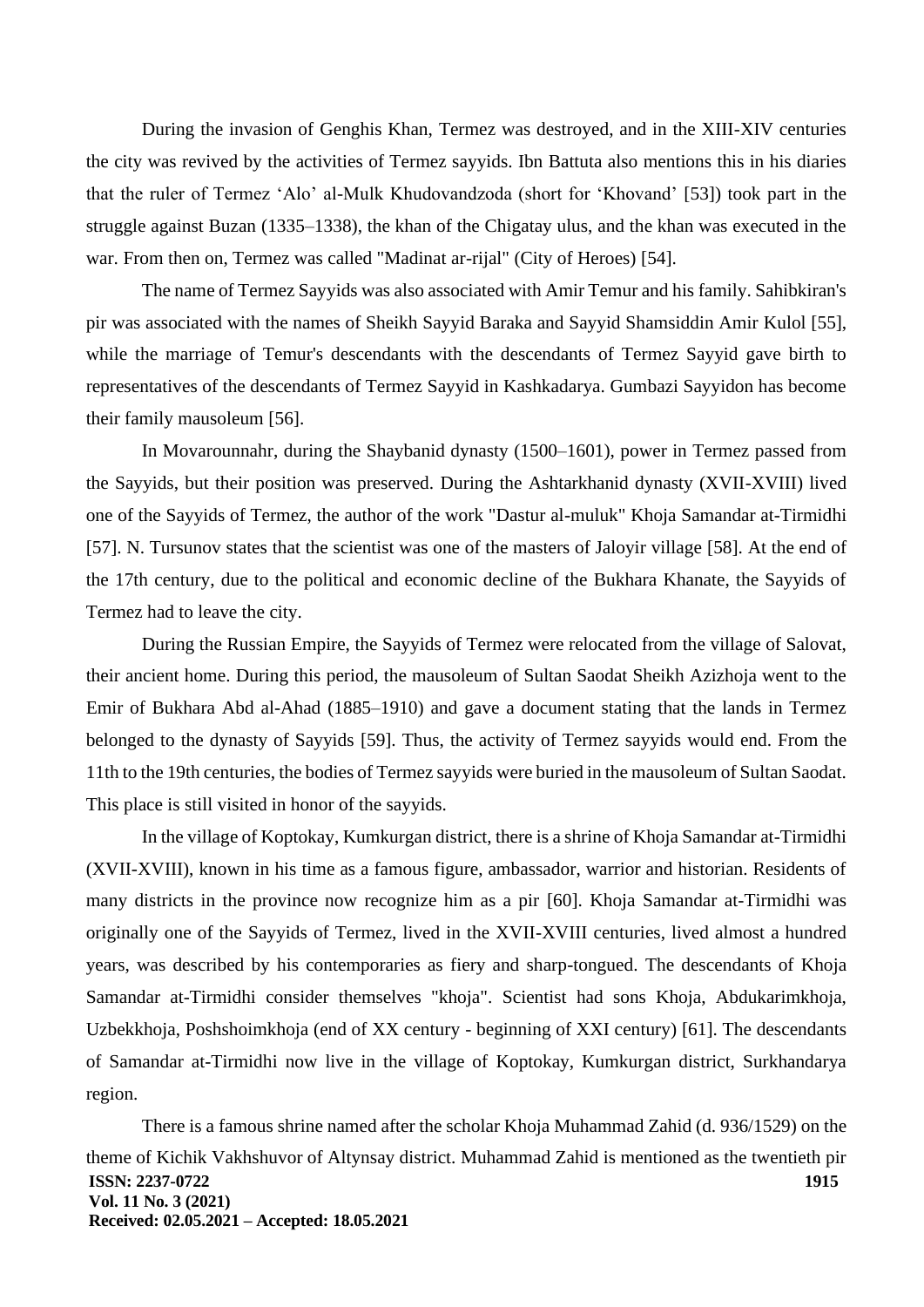During the invasion of Genghis Khan, Termez was destroyed, and in the XIII-XIV centuries the city was revived by the activities of Termez sayyids. Ibn Battuta also mentions this in his diaries that the ruler of Termez ‘Alo’ al-Mulk Khudovandzoda (short for ‘Khovand’ [53]) took part in the struggle against Buzan (1335–1338), the khan of the Chigatay ulus, and the khan was executed in the war. From then on, Termez was called "Madinat ar-rijal" (City of Heroes) [54].

The name of Termez Sayyids was also associated with Amir Temur and his family. Sahibkiran's pir was associated with the names of Sheikh Sayyid Baraka and Sayyid Shamsiddin Amir Kulol [55], while the marriage of Temur's descendants with the descendants of Termez Sayyid gave birth to representatives of the descendants of Termez Sayyid in Kashkadarya. Gumbazi Sayyidon has become their family mausoleum [56].

In Movarounnahr, during the Shaybanid dynasty (1500–1601), power in Termez passed from the Sayyids, but their position was preserved. During the Ashtarkhanid dynasty (XVII-XVIII) lived one of the Sayyids of Termez, the author of the work "Dastur al-muluk" Khoja Samandar at-Tirmidhi [57]. N. Tursunov states that the scientist was one of the masters of Jaloyir village [58]. At the end of the 17th century, due to the political and economic decline of the Bukhara Khanate, the Sayyids of Termez had to leave the city.

During the Russian Empire, the Sayyids of Termez were relocated from the village of Salovat, their ancient home. During this period, the mausoleum of Sultan Saodat Sheikh Azizhoja went to the Emir of Bukhara Abd al-Ahad (1885–1910) and gave a document stating that the lands in Termez belonged to the dynasty of Sayyids [59]. Thus, the activity of Termez sayyids would end. From the 11th to the 19th centuries, the bodies of Termez sayyids were buried in the mausoleum of Sultan Saodat. This place is still visited in honor of the sayyids.

In the village of Koptokay, Kumkurgan district, there is a shrine of Khoja Samandar at-Tirmidhi (XVII-XVIII), known in his time as a famous figure, ambassador, warrior and historian. Residents of many districts in the province now recognize him as a pir [60]. Khoja Samandar at-Tirmidhi was originally one of the Sayyids of Termez, lived in the XVII-XVIII centuries, lived almost a hundred years, was described by his contemporaries as fiery and sharp-tongued. The descendants of Khoja Samandar at-Tirmidhi consider themselves "khoja". Scientist had sons Khoja, Abdukarimkhoja, Uzbekkhoja, Poshshoimkhoja (end of XX century - beginning of XXI century) [61]. The descendants of Samandar at-Tirmidhi now live in the village of Koptokay, Kumkurgan district, Surkhandarya region.

There is a famous shrine named after the scholar Khoja Muhammad Zahid (d. 936/1529) on the theme of Kichik Vakhshuvor of Altynsay district. Muhammad Zahid is mentioned as the twentieth pir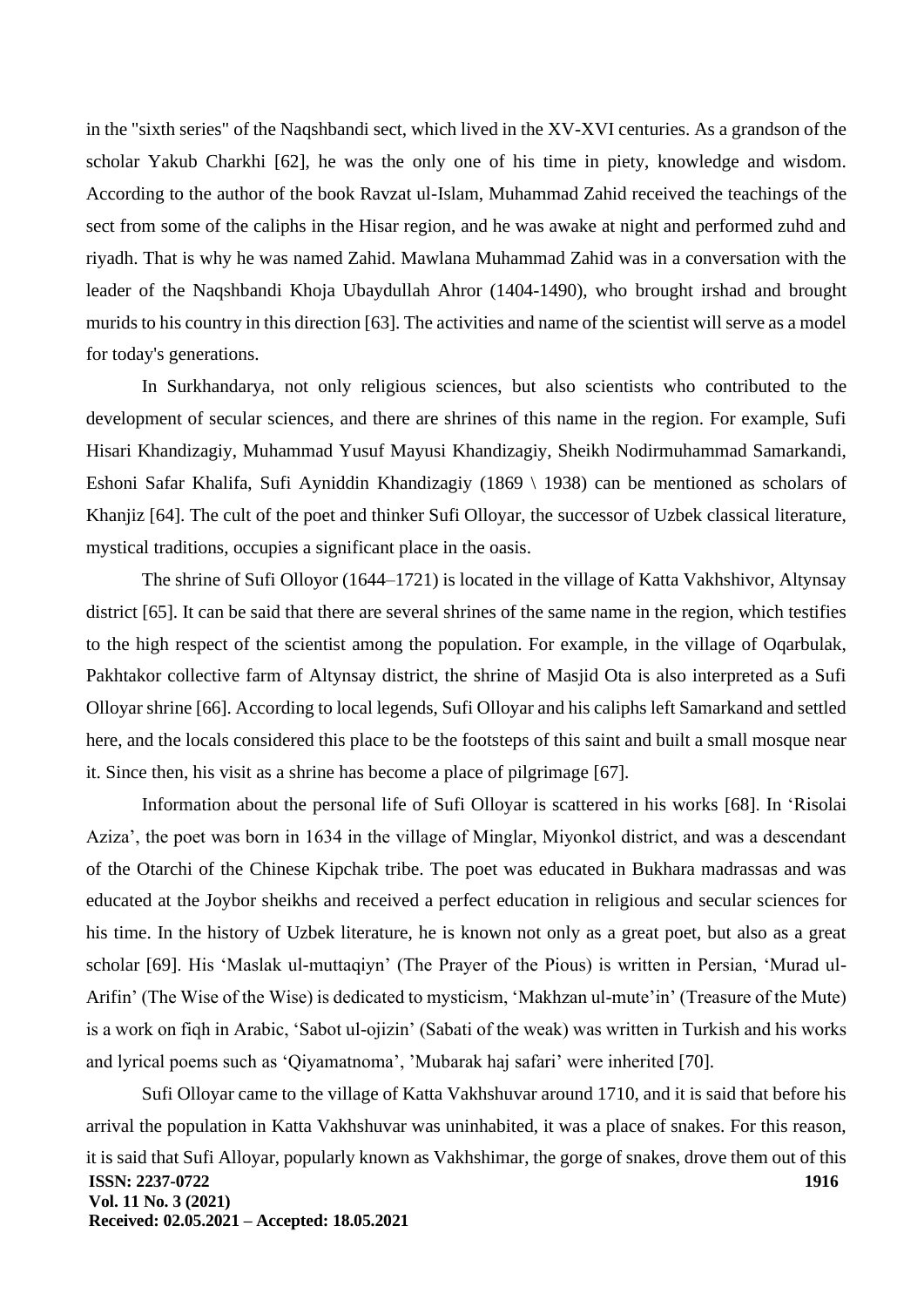in the "sixth series" of the Naqshbandi sect, which lived in the XV-XVI centuries. As a grandson of the scholar Yakub Charkhi [62], he was the only one of his time in piety, knowledge and wisdom. According to the author of the book Ravzat ul-Islam, Muhammad Zahid received the teachings of the sect from some of the caliphs in the Hisar region, and he was awake at night and performed zuhd and riyadh. That is why he was named Zahid. Mawlana Muhammad Zahid was in a conversation with the leader of the Naqshbandi Khoja Ubaydullah Ahror (1404-1490), who brought irshad and brought murids to his country in this direction [63]. The activities and name of the scientist will serve as a model for today's generations.

In Surkhandarya, not only religious sciences, but also scientists who contributed to the development of secular sciences, and there are shrines of this name in the region. For example, Sufi Hisari Khandizagiy, Muhammad Yusuf Mayusi Khandizagiy, Sheikh Nodirmuhammad Samarkandi, Eshoni Safar Khalifa, Sufi Ayniddin Khandizagiy (1869 \ 1938) can be mentioned as scholars of Khanjiz [64]. The cult of the poet and thinker Sufi Olloyar, the successor of Uzbek classical literature, mystical traditions, occupies a significant place in the oasis.

The shrine of Sufi Olloyor (1644–1721) is located in the village of Katta Vakhshivor, Altynsay district [65]. It can be said that there are several shrines of the same name in the region, which testifies to the high respect of the scientist among the population. For example, in the village of Oqarbulak, Pakhtakor collective farm of Altynsay district, the shrine of Masjid Ota is also interpreted as a Sufi Olloyar shrine [66]. According to local legends, Sufi Olloyar and his caliphs left Samarkand and settled here, and the locals considered this place to be the footsteps of this saint and built a small mosque near it. Since then, his visit as a shrine has become a place of pilgrimage [67].

Information about the personal life of Sufi Olloyar is scattered in his works [68]. In 'Risolai Aziza', the poet was born in 1634 in the village of Minglar, Miyonkol district, and was a descendant of the Otarchi of the Chinese Kipchak tribe. The poet was educated in Bukhara madrassas and was educated at the Joybor sheikhs and received a perfect education in religious and secular sciences for his time. In the history of Uzbek literature, he is known not only as a great poet, but also as a great scholar [69]. His 'Maslak ul-muttaqiyn' (The Prayer of the Pious) is written in Persian, 'Murad ul-Arifin' (The Wise of the Wise) is dedicated to mysticism, 'Makhzan ul-mute'in' (Treasure of the Mute) is a work on fiqh in Arabic, 'Sabot ul-ojizin' (Sabati of the weak) was written in Turkish and his works and lyrical poems such as 'Qiyamatnoma', 'Mubarak haj safari' were inherited [70].

Sufi Olloyar came to the village of Katta Vakhshuvar around 1710, and it is said that before his arrival the population in Katta Vakhshuvar was uninhabited, it was a place of snakes. For this reason, it is said that Sufi Alloyar, popularly known as Vakhshimar, the gorge of snakes, drove them out of this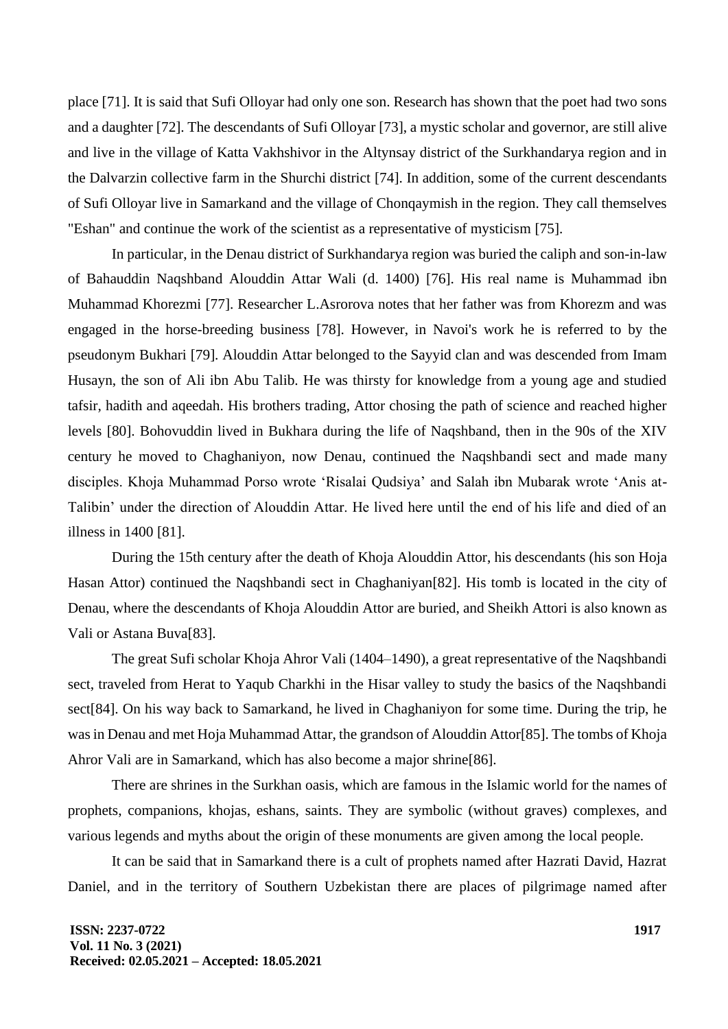place [71]. It is said that Sufi Olloyar had only one son. Research has shown that the poet had two sons and a daughter [72]. The descendants of Sufi Olloyar [73], a mystic scholar and governor, are still alive and live in the village of Katta Vakhshivor in the Altynsay district of the Surkhandarya region and in the Dalvarzin collective farm in the Shurchi district [74]. In addition, some of the current descendants of Sufi Olloyar live in Samarkand and the village of Chonqaymish in the region. They call themselves "Eshan" and continue the work of the scientist as a representative of mysticism [75].

In particular, in the Denau district of Surkhandarya region was buried the caliph and son-in-law of Bahauddin Naqshband Alouddin Attar Wali (d. 1400) [76]. His real name is Muhammad ibn Muhammad Khorezmi [77]. Researcher L.Asrorova notes that her father was from Khorezm and was engaged in the horse-breeding business [78]. However, in Navoi's work he is referred to by the pseudonym Bukhari [79]. Alouddin Attar belonged to the Sayyid clan and was descended from Imam Husayn, the son of Ali ibn Abu Talib. He was thirsty for knowledge from a young age and studied tafsir, hadith and aqeedah. His brothers trading, Attor chosing the path of science and reached higher levels [80]. Bohovuddin lived in Bukhara during the life of Naqshband, then in the 90s of the XIV century he moved to Chaghaniyon, now Denau, continued the Naqshbandi sect and made many disciples. Khoja Muhammad Porso wrote 'Risalai Qudsiya' and Salah ibn Mubarak wrote 'Anis at-Talibin' under the direction of Alouddin Attar. He lived here until the end of his life and died of an illness in 1400 [81].

During the 15th century after the death of Khoja Alouddin Attor, his descendants (his son Hoja Hasan Attor) continued the Naqshbandi sect in Chaghaniyan[82]. His tomb is located in the city of Denau, where the descendants of Khoja Alouddin Attor are buried, and Sheikh Attori is also known as Vali or Astana Buva[83].

The great Sufi scholar Khoja Ahror Vali (1404–1490), a great representative of the Naqshbandi sect, traveled from Herat to Yaqub Charkhi in the Hisar valley to study the basics of the Naqshbandi sect[84]. On his way back to Samarkand, he lived in Chaghaniyon for some time. During the trip, he was in Denau and met Hoja Muhammad Attar, the grandson of Alouddin Attor[85]. The tombs of Khoja Ahror Vali are in Samarkand, which has also become a major shrine[86].

There are shrines in the Surkhan oasis, which are famous in the Islamic world for the names of prophets, companions, khojas, eshans, saints. They are symbolic (without graves) complexes, and various legends and myths about the origin of these monuments are given among the local people.

It can be said that in Samarkand there is a cult of prophets named after Hazrati David, Hazrat Daniel, and in the territory of Southern Uzbekistan there are places of pilgrimage named after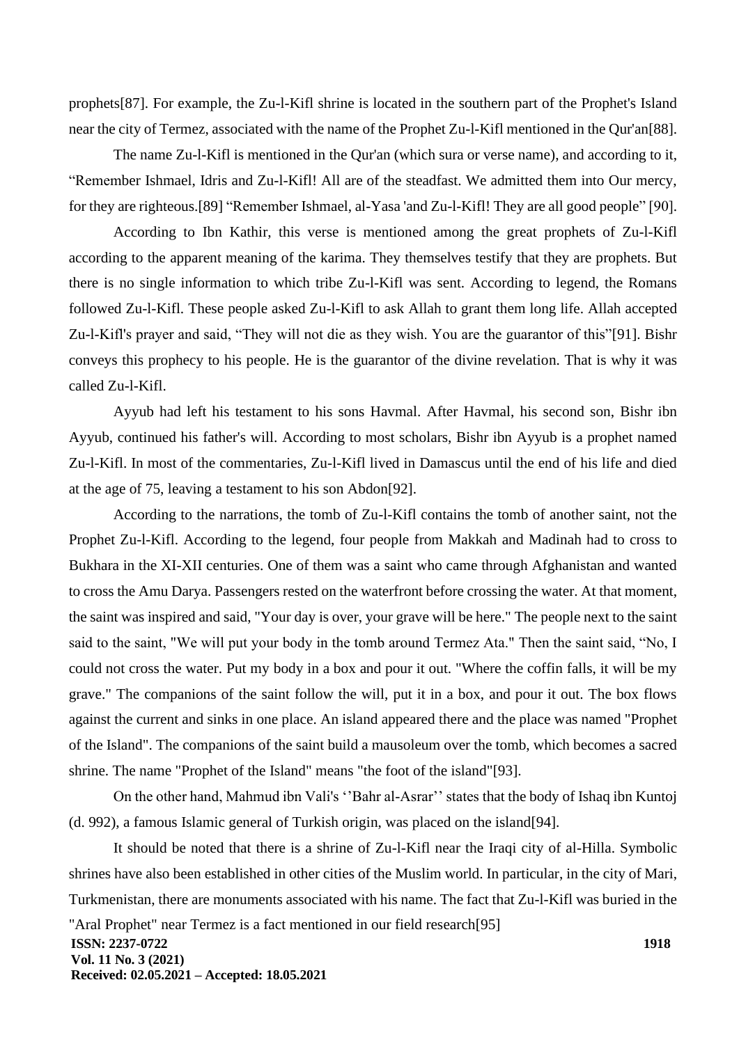prophets[87]. For example, the Zu-l-Kifl shrine is located in the southern part of the Prophet's Island near the city of Termez, associated with the name of the Prophet Zu-l-Kifl mentioned in the Qur'an[88].

The name Zu-l-Kifl is mentioned in the Qur'an (which sura or verse name), and according to it, "Remember Ishmael, Idris and Zu-l-Kifl! All are of the steadfast. We admitted them into Our mercy, for they are righteous.[89] "Remember Ishmael, al-Yasa 'and Zu-l-Kifl! They are all good people" [90].

According to Ibn Kathir, this verse is mentioned among the great prophets of Zu-l-Kifl according to the apparent meaning of the karima. They themselves testify that they are prophets. But there is no single information to which tribe Zu-l-Kifl was sent. According to legend, the Romans followed Zu-l-Kifl. These people asked Zu-l-Kifl to ask Allah to grant them long life. Allah accepted Zu-l-Kifl's prayer and said, "They will not die as they wish. You are the guarantor of this"[91]. Bishr conveys this prophecy to his people. He is the guarantor of the divine revelation. That is why it was called Zu-l-Kifl.

Ayyub had left his testament to his sons Havmal. After Havmal, his second son, Bishr ibn Ayyub, continued his father's will. According to most scholars, Bishr ibn Ayyub is a prophet named Zu-l-Kifl. In most of the commentaries, Zu-l-Kifl lived in Damascus until the end of his life and died at the age of 75, leaving a testament to his son Abdon[92].

According to the narrations, the tomb of Zu-l-Kifl contains the tomb of another saint, not the Prophet Zu-l-Kifl. According to the legend, four people from Makkah and Madinah had to cross to Bukhara in the XI-XII centuries. One of them was a saint who came through Afghanistan and wanted to cross the Amu Darya. Passengers rested on the waterfront before crossing the water. At that moment, the saint was inspired and said, "Your day is over, your grave will be here." The people next to the saint said to the saint, "We will put your body in the tomb around Termez Ata." Then the saint said, "No, I could not cross the water. Put my body in a box and pour it out. "Where the coffin falls, it will be my grave." The companions of the saint follow the will, put it in a box, and pour it out. The box flows against the current and sinks in one place. An island appeared there and the place was named "Prophet of the Island". The companions of the saint build a mausoleum over the tomb, which becomes a sacred shrine. The name "Prophet of the Island" means "the foot of the island"[93].

On the other hand, Mahmud ibn Vali's ''Bahr al-Asrar'' states that the body of Ishaq ibn Kuntoj (d. 992), a famous Islamic general of Turkish origin, was placed on the island[94].

It should be noted that there is a shrine of Zu-l-Kifl near the Iraqi city of al-Hilla. Symbolic shrines have also been established in other cities of the Muslim world. In particular, in the city of Mari, Turkmenistan, there are monuments associated with his name. The fact that Zu-l-Kifl was buried in the "Aral Prophet" near Termez is a fact mentioned in our field research[95]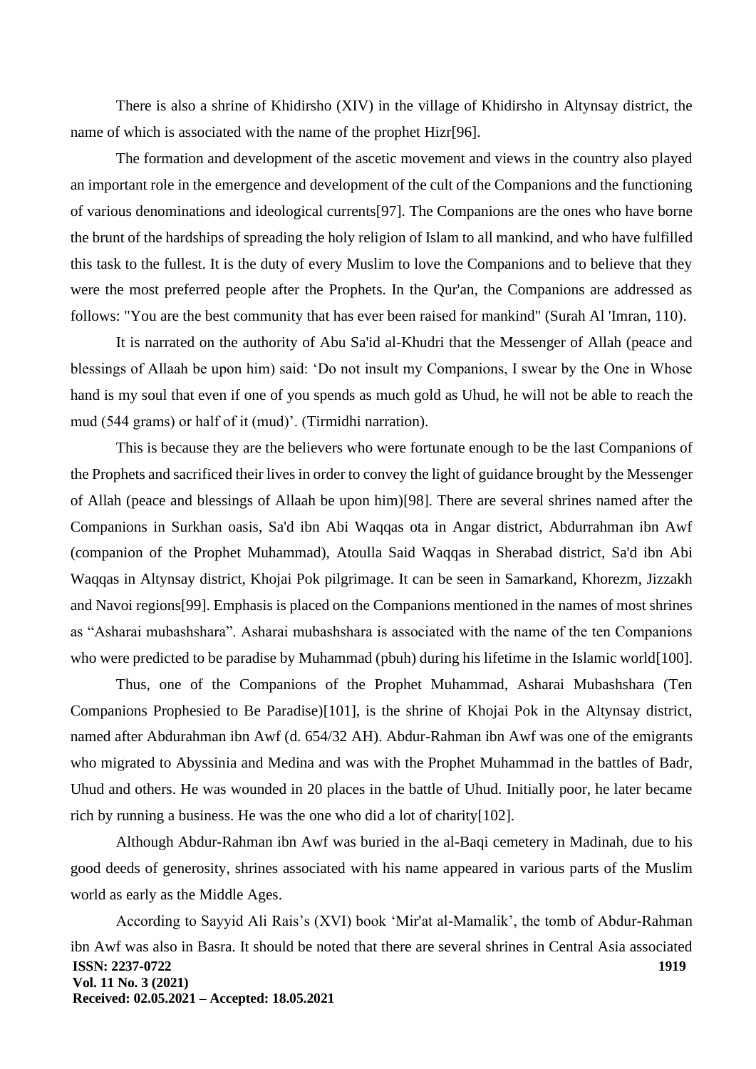There is also a shrine of Khidirsho (XIV) in the village of Khidirsho in Altynsay district, the name of which is associated with the name of the prophet Hizr[96].

The formation and development of the ascetic movement and views in the country also played an important role in the emergence and development of the cult of the Companions and the functioning of various denominations and ideological currents[97]. The Companions are the ones who have borne the brunt of the hardships of spreading the holy religion of Islam to all mankind, and who have fulfilled this task to the fullest. It is the duty of every Muslim to love the Companions and to believe that they were the most preferred people after the Prophets. In the Qur'an, the Companions are addressed as follows: "You are the best community that has ever been raised for mankind" (Surah Al 'Imran, 110).

It is narrated on the authority of Abu Sa'id al-Khudri that the Messenger of Allah (peace and blessings of Allaah be upon him) said: 'Do not insult my Companions, I swear by the One in Whose hand is my soul that even if one of you spends as much gold as Uhud, he will not be able to reach the mud (544 grams) or half of it (mud)'. (Tirmidhi narration).

This is because they are the believers who were fortunate enough to be the last Companions of the Prophets and sacrificed their lives in order to convey the light of guidance brought by the Messenger of Allah (peace and blessings of Allaah be upon him)[98]. There are several shrines named after the Companions in Surkhan oasis, Sa'd ibn Abi Waqqas ota in Angar district, Abdurrahman ibn Awf (companion of the Prophet Muhammad), Atoulla Said Waqqas in Sherabad district, Sa'd ibn Abi Waqqas in Altynsay district, Khojai Pok pilgrimage. It can be seen in Samarkand, Khorezm, Jizzakh and Navoi regions[99]. Emphasis is placed on the Companions mentioned in the names of most shrines as "Asharai mubashshara". Asharai mubashshara is associated with the name of the ten Companions who were predicted to be paradise by Muhammad (pbuh) during his lifetime in the Islamic world[100].

Thus, one of the Companions of the Prophet Muhammad, Asharai Mubashshara (Ten Companions Prophesied to Be Paradise)[101], is the shrine of Khojai Pok in the Altynsay district, named after Abdurahman ibn Awf (d. 654/32 AH). Abdur-Rahman ibn Awf was one of the emigrants who migrated to Abyssinia and Medina and was with the Prophet Muhammad in the battles of Badr, Uhud and others. He was wounded in 20 places in the battle of Uhud. Initially poor, he later became rich by running a business. He was the one who did a lot of charity[102].

Although Abdur-Rahman ibn Awf was buried in the al-Baqi cemetery in Madinah, due to his good deeds of generosity, shrines associated with his name appeared in various parts of the Muslim world as early as the Middle Ages.

According to Sayyid Ali Rais's (XVI) book 'Mir'at al-Mamalik', the tomb of Abdur-Rahman ibn Awf was also in Basra. It should be noted that there are several shrines in Central Asia associated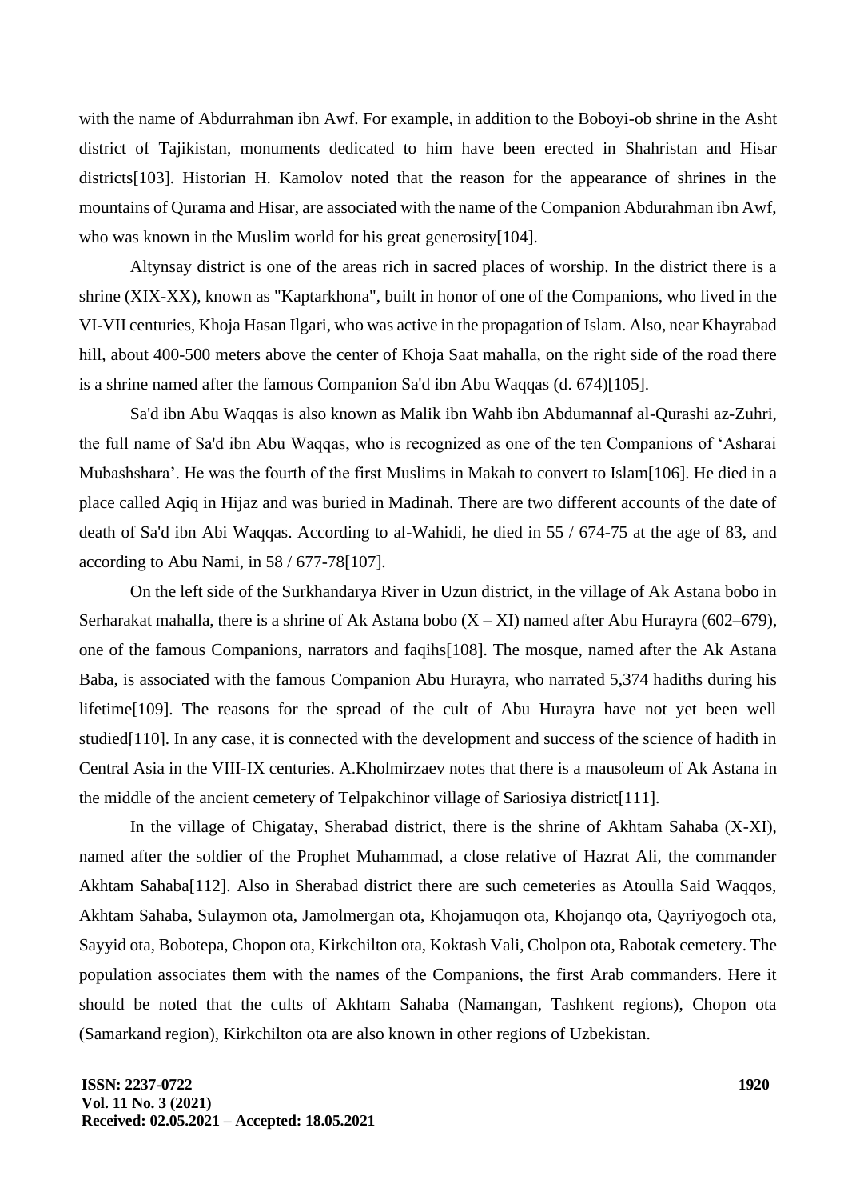with the name of Abdurrahman ibn Awf. For example, in addition to the Boboyi-ob shrine in the Asht district of Tajikistan, monuments dedicated to him have been erected in Shahristan and Hisar districts[103]. Historian H. Kamolov noted that the reason for the appearance of shrines in the mountains of Qurama and Hisar, are associated with the name of the Companion Abdurahman ibn Awf, who was known in the Muslim world for his great generosity[104].

Altynsay district is one of the areas rich in sacred places of worship. In the district there is a shrine (XIX-XX), known as "Kaptarkhona", built in honor of one of the Companions, who lived in the VI-VII centuries, Khoja Hasan Ilgari, who was active in the propagation of Islam. Also, near Khayrabad hill, about 400-500 meters above the center of Khoja Saat mahalla, on the right side of the road there is a shrine named after the famous Companion Sa'd ibn Abu Waqqas (d. 674)[105].

Sa'd ibn Abu Waqqas is also known as Malik ibn Wahb ibn Abdumannaf al-Qurashi az-Zuhri, the full name of Sa'd ibn Abu Waqqas, who is recognized as one of the ten Companions of 'Asharai Mubashshara'. He was the fourth of the first Muslims in Makah to convert to Islam[106]. He died in a place called Aqiq in Hijaz and was buried in Madinah. There are two different accounts of the date of death of Sa'd ibn Abi Waqqas. According to al-Wahidi, he died in 55 / 674-75 at the age of 83, and according to Abu Nami, in 58 / 677-78[107].

On the left side of the Surkhandarya River in Uzun district, in the village of Ak Astana bobo in Serharakat mahalla, there is a shrine of Ak Astana bobo (X – XI) named after Abu Hurayra (602–679), one of the famous Companions, narrators and faqihs[108]. The mosque, named after the Ak Astana Baba, is associated with the famous Companion Abu Hurayra, who narrated 5,374 hadiths during his lifetime[109]. The reasons for the spread of the cult of Abu Hurayra have not yet been well studied[110]. In any case, it is connected with the development and success of the science of hadith in Central Asia in the VIII-IX centuries. A.Kholmirzaev notes that there is a mausoleum of Ak Astana in the middle of the ancient cemetery of Telpakchinor village of Sariosiya district[111].

In the village of Chigatay, Sherabad district, there is the shrine of Akhtam Sahaba (X-XI), named after the soldier of the Prophet Muhammad, a close relative of Hazrat Ali, the commander Akhtam Sahaba[112]. Also in Sherabad district there are such cemeteries as Atoulla Said Waqqos, Akhtam Sahaba, Sulaymon ota, Jamolmergan ota, Khojamuqon ota, Khojanqo ota, Qayriyogoch ota, Sayyid ota, Bobotepa, Chopon ota, Kirkchilton ota, Koktash Vali, Cholpon ota, Rabotak cemetery. The population associates them with the names of the Companions, the first Arab commanders. Here it should be noted that the cults of Akhtam Sahaba (Namangan, Tashkent regions), Chopon ota (Samarkand region), Kirkchilton ota are also known in other regions of Uzbekistan.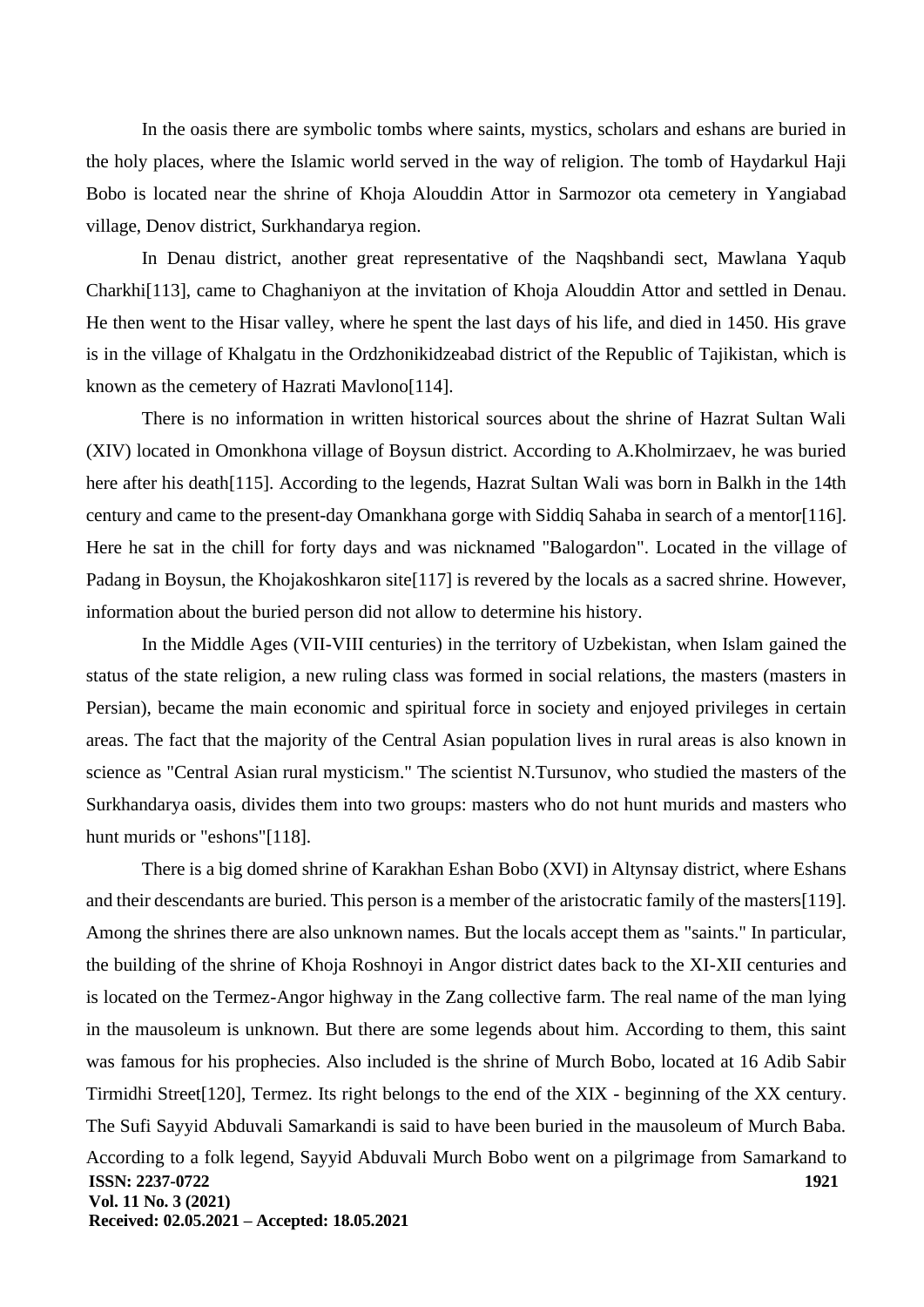In the oasis there are symbolic tombs where saints, mystics, scholars and eshans are buried in the holy places, where the Islamic world served in the way of religion. The tomb of Haydarkul Haji Bobo is located near the shrine of Khoja Alouddin Attor in Sarmozor ota cemetery in Yangiabad village, Denov district, Surkhandarya region.

In Denau district, another great representative of the Naqshbandi sect, Mawlana Yaqub Charkhi[113], came to Chaghaniyon at the invitation of Khoja Alouddin Attor and settled in Denau. He then went to the Hisar valley, where he spent the last days of his life, and died in 1450. His grave is in the village of Khalgatu in the Ordzhonikidzeabad district of the Republic of Tajikistan, which is known as the cemetery of Hazrati Mavlono[114].

There is no information in written historical sources about the shrine of Hazrat Sultan Wali (XIV) located in Omonkhona village of Boysun district. According to A.Kholmirzaev, he was buried here after his death[115]. According to the legends, Hazrat Sultan Wali was born in Balkh in the 14th century and came to the present-day Omankhana gorge with Siddiq Sahaba in search of a mentor[116]. Here he sat in the chill for forty days and was nicknamed "Balogardon". Located in the village of Padang in Boysun, the Khojakoshkaron site[117] is revered by the locals as a sacred shrine. However, information about the buried person did not allow to determine his history.

In the Middle Ages (VII-VIII centuries) in the territory of Uzbekistan, when Islam gained the status of the state religion, a new ruling class was formed in social relations, the masters (masters in Persian), became the main economic and spiritual force in society and enjoyed privileges in certain areas. The fact that the majority of the Central Asian population lives in rural areas is also known in science as "Central Asian rural mysticism." The scientist N.Tursunov, who studied the masters of the Surkhandarya oasis, divides them into two groups: masters who do not hunt murids and masters who hunt murids or "eshons"[118].

There is a big domed shrine of Karakhan Eshan Bobo (XVI) in Altynsay district, where Eshans and their descendants are buried. This person is a member of the aristocratic family of the masters[119]. Among the shrines there are also unknown names. But the locals accept them as "saints." In particular, the building of the shrine of Khoja Roshnoyi in Angor district dates back to the XI-XII centuries and is located on the Termez-Angor highway in the Zang collective farm. The real name of the man lying in the mausoleum is unknown. But there are some legends about him. According to them, this saint was famous for his prophecies. Also included is the shrine of Murch Bobo, located at 16 Adib Sabir Tirmidhi Street[120], Termez. Its right belongs to the end of the XIX - beginning of the XX century. The Sufi Sayyid Abduvali Samarkandi is said to have been buried in the mausoleum of Murch Baba. According to a folk legend, Sayyid Abduvali Murch Bobo went on a pilgrimage from Samarkand to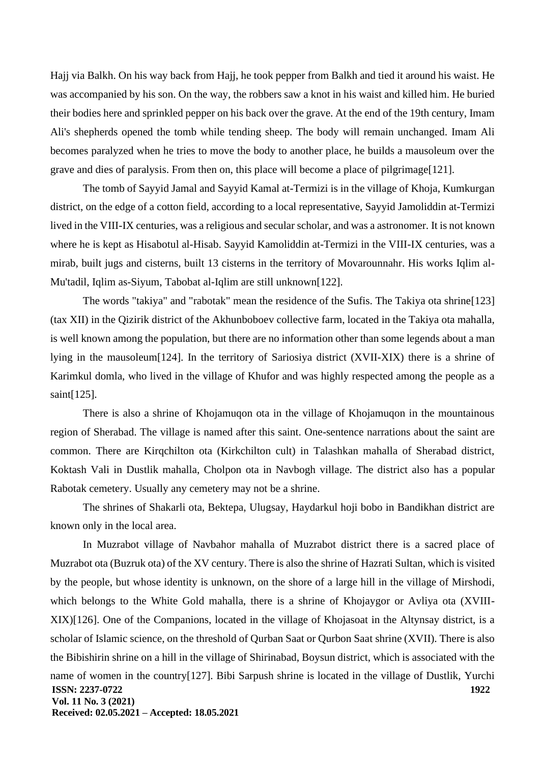Hajj via Balkh. On his way back from Hajj, he took pepper from Balkh and tied it around his waist. He was accompanied by his son. On the way, the robbers saw a knot in his waist and killed him. He buried their bodies here and sprinkled pepper on his back over the grave. At the end of the 19th century, Imam Ali's shepherds opened the tomb while tending sheep. The body will remain unchanged. Imam Ali becomes paralyzed when he tries to move the body to another place, he builds a mausoleum over the grave and dies of paralysis. From then on, this place will become a place of pilgrimage[121].

The tomb of Sayyid Jamal and Sayyid Kamal at-Termizi is in the village of Khoja, Kumkurgan district, on the edge of a cotton field, according to a local representative, Sayyid Jamoliddin at-Termizi lived in the VIII-IX centuries, was a religious and secular scholar, and was a astronomer. It is not known where he is kept as Hisabotul al-Hisab. Sayyid Kamoliddin at-Termizi in the VIII-IX centuries, was a mirab, built jugs and cisterns, built 13 cisterns in the territory of Movarounnahr. His works Iqlim al-Mu'tadil, Iqlim as-Siyum, Tabobat al-Iqlim are still unknown[122].

The words "takiya" and "rabotak" mean the residence of the Sufis. The Takiya ota shrine[123] (tax XII) in the Qizirik district of the Akhunboboev collective farm, located in the Takiya ota mahalla, is well known among the population, but there are no information other than some legends about a man lying in the mausoleum[124]. In the territory of Sariosiya district (XVII-XIX) there is a shrine of Karimkul domla, who lived in the village of Khufor and was highly respected among the people as a saint[125].

There is also a shrine of Khojamuqon ota in the village of Khojamuqon in the mountainous region of Sherabad. The village is named after this saint. One-sentence narrations about the saint are common. There are Kirqchilton ota (Kirkchilton cult) in Talashkan mahalla of Sherabad district, Koktash Vali in Dustlik mahalla, Cholpon ota in Navbogh village. The district also has a popular Rabotak cemetery. Usually any cemetery may not be a shrine.

The shrines of Shakarli ota, Bektepa, Ulugsay, Haydarkul hoji bobo in Bandikhan district are known only in the local area.

In Muzrabot village of Navbahor mahalla of Muzrabot district there is a sacred place of Muzrabot ota (Buzruk ota) of the XV century. There is also the shrine of Hazrati Sultan, which is visited by the people, but whose identity is unknown, on the shore of a large hill in the village of Mirshodi, which belongs to the White Gold mahalla, there is a shrine of Khojaygor or Avliya ota (XVIII-XIX)[126]. One of the Companions, located in the village of Khojasoat in the Altynsay district, is a scholar of Islamic science, on the threshold of Qurban Saat or Qurbon Saat shrine (XVII). There is also the Bibishirin shrine on a hill in the village of Shirinabad, Boysun district, which is associated with the name of women in the country[127]. Bibi Sarpush shrine is located in the village of Dustlik, Yurchi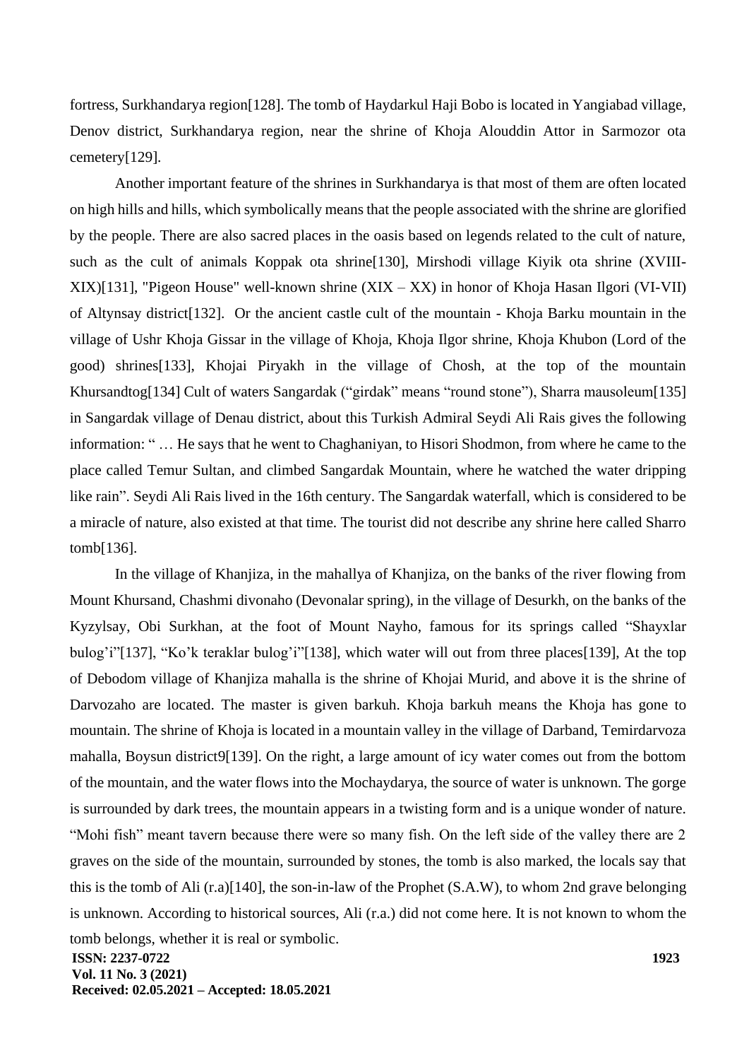fortress, Surkhandarya region[128]. The tomb of Haydarkul Haji Bobo is located in Yangiabad village, Denov district, Surkhandarya region, near the shrine of Khoja Alouddin Attor in Sarmozor ota cemetery[129].

Another important feature of the shrines in Surkhandarya is that most of them are often located on high hills and hills, which symbolically means that the people associated with the shrine are glorified by the people. There are also sacred places in the oasis based on legends related to the cult of nature, such as the cult of animals Koppak ota shrine[130], Mirshodi village Kiyik ota shrine (XVIII-XIX)[131], "Pigeon House" well-known shrine (XIX – XX) in honor of Khoja Hasan Ilgori (VI-VII) of Altynsay district[132]. Or the ancient castle cult of the mountain - Khoja Barku mountain in the village of Ushr Khoja Gissar in the village of Khoja, Khoja Ilgor shrine, Khoja Khubon (Lord of the good) shrines[133], Khojai Piryakh in the village of Chosh, at the top of the mountain Khursandtog[134] Cult of waters Sangardak ("girdak" means "round stone"), Sharra mausoleum[135] in Sangardak village of Denau district, about this Turkish Admiral Seydi Ali Rais gives the following information: " … He says that he went to Chaghaniyan, to Hisori Shodmon, from where he came to the place called Temur Sultan, and climbed Sangardak Mountain, where he watched the water dripping like rain". Seydi Ali Rais lived in the 16th century. The Sangardak waterfall, which is considered to be a miracle of nature, also existed at that time. The tourist did not describe any shrine here called Sharro tomb[136].

In the village of Khanjiza, in the mahallya of Khanjiza, on the banks of the river flowing from Mount Khursand, Chashmi divonaho (Devonalar spring), in the village of Desurkh, on the banks of the Kyzylsay, Obi Surkhan, at the foot of Mount Nayho, famous for its springs called "Shayxlar bulog'i"[137], "Ko'k teraklar bulog'i"[138], which water will out from three places[139], At the top of Debodom village of Khanjiza mahalla is the shrine of Khojai Murid, and above it is the shrine of Darvozaho are located. The master is given barkuh. Khoja barkuh means the Khoja has gone to mountain. The shrine of Khoja is located in a mountain valley in the village of Darband, Temirdarvoza mahalla, Boysun district9[139]. On the right, a large amount of icy water comes out from the bottom of the mountain, and the water flows into the Mochaydarya, the source of water is unknown. The gorge is surrounded by dark trees, the mountain appears in a twisting form and is a unique wonder of nature. "Mohi fish" meant tavern because there were so many fish. On the left side of the valley there are 2 graves on the side of the mountain, surrounded by stones, the tomb is also marked, the locals say that this is the tomb of Ali (r.a)[140], the son-in-law of the Prophet (S.A.W), to whom 2nd grave belonging is unknown. According to historical sources, Ali (r.a.) did not come here. It is not known to whom the tomb belongs, whether it is real or symbolic.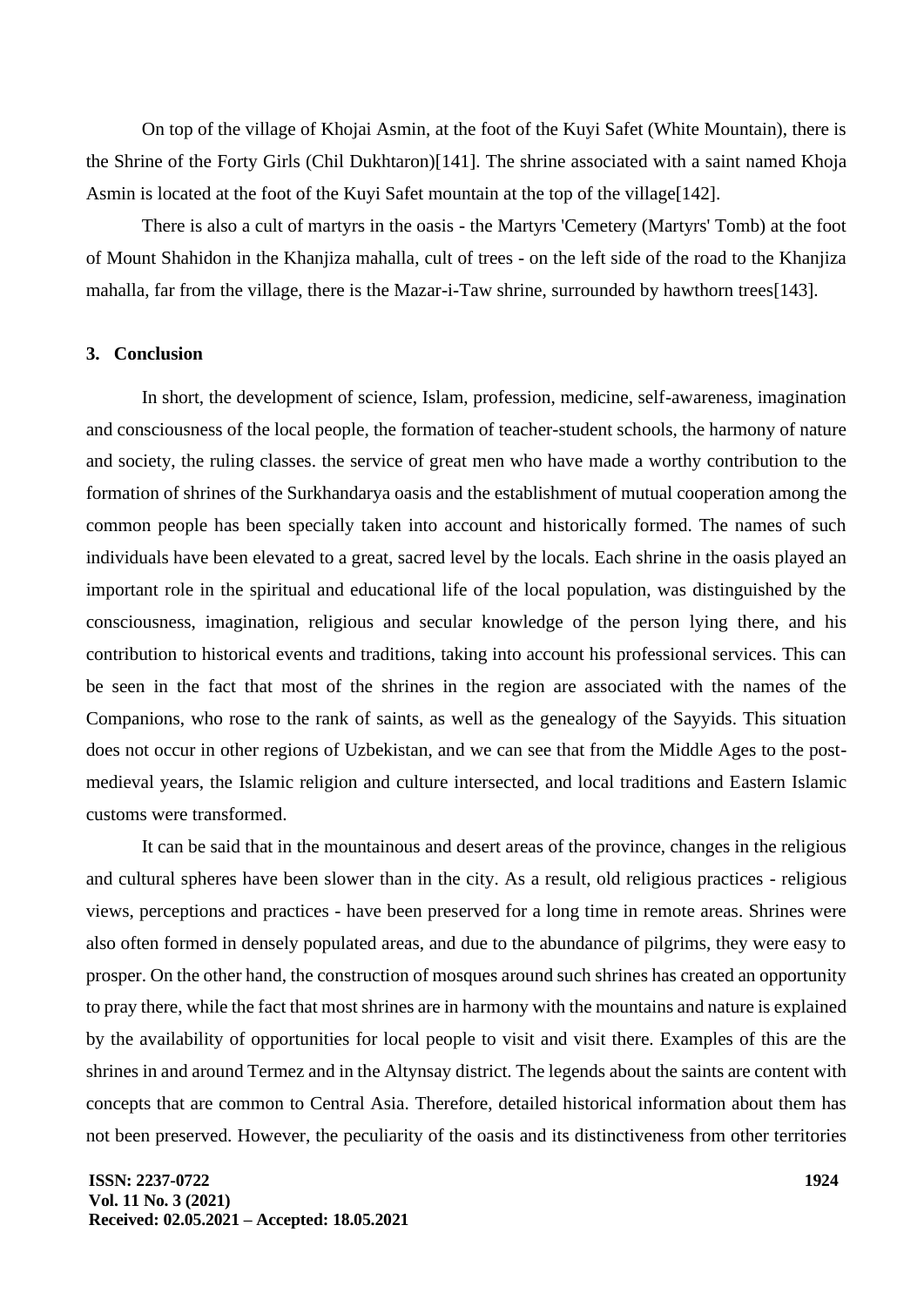On top of the village of Khojai Asmin, at the foot of the Kuyi Safet (White Mountain), there is the Shrine of the Forty Girls (Chil Dukhtaron)[141]. The shrine associated with a saint named Khoja Asmin is located at the foot of the Kuyi Safet mountain at the top of the village[142].

There is also a cult of martyrs in the oasis - the Martyrs 'Cemetery (Martyrs' Tomb) at the foot of Mount Shahidon in the Khanjiza mahalla, cult of trees - on the left side of the road to the Khanjiza mahalla, far from the village, there is the Mazar-i-Taw shrine, surrounded by hawthorn trees[143].

## 3. Conclusion

In short, the development of science, Islam, profession, medicine, self-awareness, imagination and consciousness of the local people, the formation of teacher-student schools, the harmony of nature and society, the ruling classes. the service of great men who have made a worthy contribution to the formation of shrines of the Surkhandarya oasis and the establishment of mutual cooperation among the common people has been specially taken into account and historically formed. The names of such individuals have been elevated to a great, sacred level by the locals. Each shrine in the oasis played an important role in the spiritual and educational life of the local population, was distinguished by the consciousness, imagination, religious and secular knowledge of the person lying there, and his contribution to historical events and traditions, taking into account his professional services. This can be seen in the fact that most of the shrines in the region are associated with the names of the Companions, who rose to the rank of saints, as well as the genealogy of the Sayyids. This situation does not occur in other regions of Uzbekistan, and we can see that from the Middle Ages to the post-medieval years, the Islamic religion and culture intersected, and local traditions and Eastern Islamic customs were transformed.

It can be said that in the mountainous and desert areas of the province, changes in the religious and cultural spheres have been slower than in the city. As a result, old religious practices - religious views, perceptions and practices - have been preserved for a long time in remote areas. Shrines were also often formed in densely populated areas, and due to the abundance of pilgrims, they were easy to prosper. On the other hand, the construction of mosques around such shrines has created an opportunity to pray there, while the fact that most shrines are in harmony with the mountains and nature is explained by the availability of opportunities for local people to visit and visit there. Examples of this are the shrines in and around Termez and in the Altynsay district. The legends about the saints are content with concepts that are common to Central Asia. Therefore, detailed historical information about them has not been preserved. However, the peculiarity of the oasis and its distinctiveness from other territories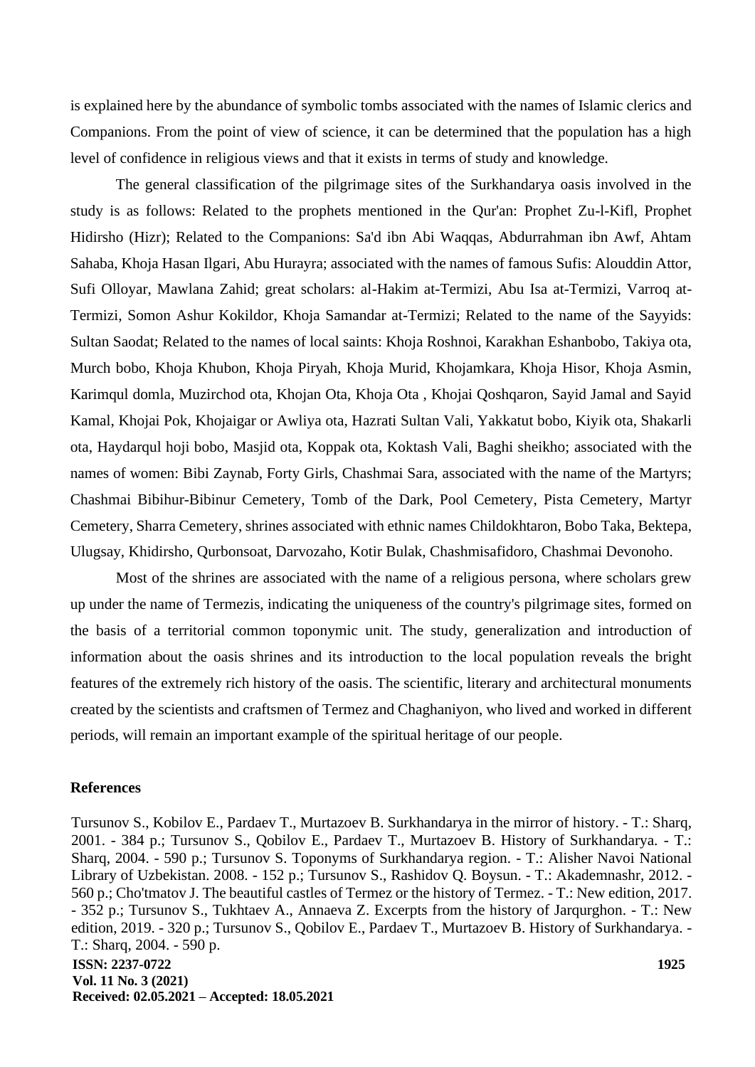is explained here by the abundance of symbolic tombs associated with the names of Islamic clerics and Companions. From the point of view of science, it can be determined that the population has a high level of confidence in religious views and that it exists in terms of study and knowledge.

The general classification of the pilgrimage sites of the Surkhandarya oasis involved in the study is as follows: Related to the prophets mentioned in the Qur'an: Prophet Zu-l-Kifl, Prophet Hidirsho (Hizr); Related to the Companions: Sa'd ibn Abi Waqqas, Abdurrahman ibn Awf, Ahtam Sahaba, Khoja Hasan Ilgari, Abu Hurayra; associated with the names of famous Sufis: Alouddin Attor, Sufi Olloyar, Mawlana Zahid; great scholars: al-Hakim at-Termizi, Abu Isa at-Termizi, Varroq at-Termizi, Somon Ashur Kokildor, Khoja Samandar at-Termizi; Related to the name of the Sayyids: Sultan Saodat; Related to the names of local saints: Khoja Roshnoi, Karakhan Eshanbobo, Takiya ota, Murch bobo, Khoja Khubon, Khoja Piryah, Khoja Murid, Khojamkara, Khoja Hisor, Khoja Asmin, Karimqul domla, Muzirchod ota, Khojan Ota, Khoja Ota , Khojai Qoshqaron, Sayid Jamal and Sayid Kamal, Khojai Pok, Khojaigar or Awliya ota, Hazrati Sultan Vali, Yakkatut bobo, Kiyik ota, Shakarli ota, Haydarqul hoji bobo, Masjid ota, Koppak ota, Koktash Vali, Baghi sheikho; associated with the names of women: Bibi Zaynab, Forty Girls, Chashmai Sara, associated with the name of the Martyrs; Chashmai Bibihur-Bibinur Cemetery, Tomb of the Dark, Pool Cemetery, Pista Cemetery, Martyr Cemetery, Sharra Cemetery, shrines associated with ethnic names Childokhtaron, Bobo Taka, Bektepa, Ulugsay, Khidirsho, Qurbonsoat, Darvozaho, Kotir Bulak, Chashmisafidoro, Chashmai Devonoho.

Most of the shrines are associated with the name of a religious persona, where scholars grew up under the name of Termezis, indicating the uniqueness of the country's pilgrimage sites, formed on the basis of a territorial common toponymic unit. The study, generalization and introduction of information about the oasis shrines and its introduction to the local population reveals the bright features of the extremely rich history of the oasis. The scientific, literary and architectural monuments created by the scientists and craftsmen of Termez and Chaghaniyon, who lived and worked in different periods, will remain an important example of the spiritual heritage of our people.

## References

Tursunov S., Kobilov E., Pardaev T., Murtazoev B. Surkhandarya in the mirror of history. - T.: Sharq, 2001. - 384 p.; Tursunov S., Qobilov E., Pardaev T., Murtazoev B. History of Surkhandarya. - T.: Sharq, 2004. - 590 p.; Tursunov S. Toponyms of Surkhandarya region. - T.: Alisher Navoi National Library of Uzbekistan. 2008. - 152 p.; Tursunov S., Rashidov Q. Boysun. - T.: Akademnashr, 2012. - 560 p.; Cho'tmatov J. The beautiful castles of Termez or the history of Termez. - T.: New edition, 2017. - 352 p.; Tursunov S., Tukhtaev A., Annaeva Z. Excerpts from the history of Jarqurghon. - T.: New edition, 2019. - 320 p.; Tursunov S., Qobilov E., Pardaev T., Murtazoev B. History of Surkhandarya. - T.: Sharq, 2004. - 590 p.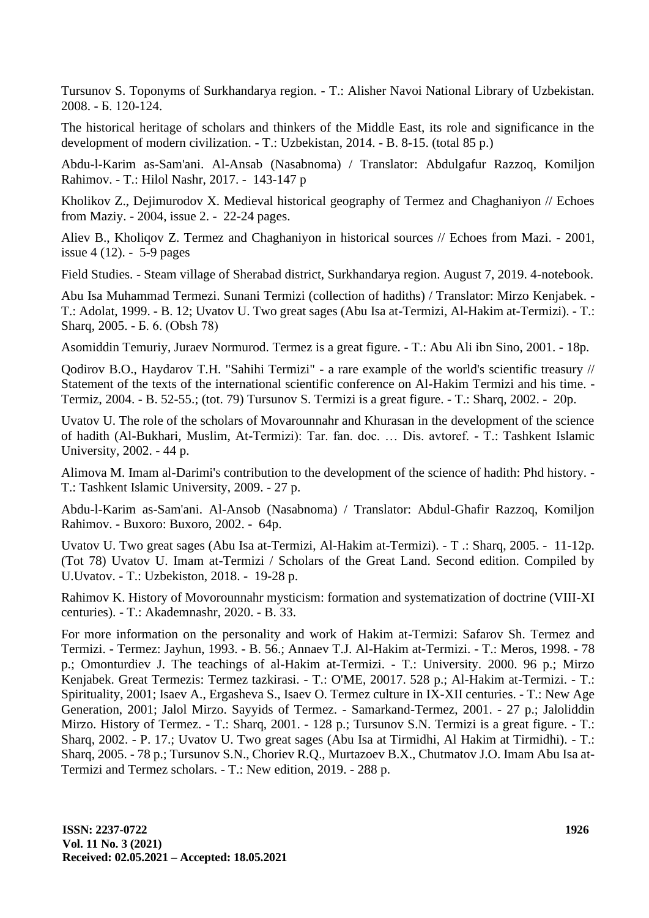Tursunov S. Toponyms of Surkhandarya region. - T.: Alisher Navoi National Library of Uzbekistan. 2008. - Б. 120-124.

The historical heritage of scholars and thinkers of the Middle East, its role and significance in the development of modern civilization. - T.: Uzbekistan, 2014. - B. 8-15. (total 85 p.)

Abdu-l-Karim as-Sam'ani. Al-Ansab (Nasabnoma) / Translator: Abdulgafur Razzoq, Komiljon Rahimov. - T.: Hilol Nashr, 2017. - 143-147 p

Kholikov Z., Dejimurodov X. Medieval historical geography of Termez and Chaghaniyon // Echoes from Maziy. - 2004, issue 2. - 22-24 pages.

Aliev B., Kholiqov Z. Termez and Chaghaniyon in historical sources // Echoes from Mazi. - 2001, issue 4 (12). - 5-9 pages

Field Studies. - Steam village of Sherabad district, Surkhandarya region. August 7, 2019. 4-notebook.

Abu Isa Muhammad Termezi. Sunani Termizi (collection of hadiths) / Translator: Mirzo Kenjabek. - T.: Adolat, 1999. - B. 12; Uvatov U. Two great sages (Abu Isa at-Termizi, Al-Hakim at-Termizi). - T.: Sharq, 2005. - Б. 6. (Obsh 78)

Asomiddin Temuriy, Juraev Normurod. Termez is a great figure. - T.: Abu Ali ibn Sino, 2001. - 18p.

Qodirov B.O., Haydarov T.H. "Sahihi Termizi" - a rare example of the world's scientific treasury // Statement of the texts of the international scientific conference on Al-Hakim Termizi and his time. - Termiz, 2004. - B. 52-55.; (tot. 79) Tursunov S. Termizi is a great figure. - T.: Sharq, 2002. - 20p.

Uvatov U. The role of the scholars of Movarounnahr and Khurasan in the development of the science of hadith (Al-Bukhari, Muslim, At-Termizi): Tar. fan. doc. … Dis. avtoref. - T.: Tashkent Islamic University, 2002. - 44 p.

Alimova M. Imam al-Darimi's contribution to the development of the science of hadith: Phd history. - T.: Tashkent Islamic University, 2009. - 27 p.

Abdu-l-Karim as-Sam'ani. Al-Ansob (Nasabnoma) / Translator: Abdul-Ghafir Razzoq, Komiljon Rahimov. - Buxoro: Buxoro, 2002. - 64p.

Uvatov U. Two great sages (Abu Isa at-Termizi, Al-Hakim at-Termizi). - T .: Sharq, 2005. - 11-12p. (Tot 78) Uvatov U. Imam at-Termizi / Scholars of the Great Land. Second edition. Compiled by U.Uvatov. - T.: Uzbekiston, 2018. - 19-28 p.

Rahimov K. History of Movorounnahr mysticism: formation and systematization of doctrine (VIII-XI centuries). - T.: Akademnashr, 2020. - B. 33.

For more information on the personality and work of Hakim at-Termizi: Safarov Sh. Termez and Termizi. - Termez: Jayhun, 1993. - B. 56.; Annaev T.J. Al-Hakim at-Termizi. - T.: Meros, 1998. - 78 p.; Omonturdiev J. The teachings of al-Hakim at-Termizi. - T.: University. 2000. 96 p.; Mirzo Kenjabek. Great Termezis: Termez tazkirasi. - T.: O'ME, 20017. 528 p.; Al-Hakim at-Termizi. - T.: Spirituality, 2001; Isaev A., Ergasheva S., Isaev O. Termez culture in IX-XII centuries. - T.: New Age Generation, 2001; Jalol Mirzo. Sayyids of Termez. - Samarkand-Termez, 2001. - 27 p.; Jaloliddin Mirzo. History of Termez. - T.: Sharq, 2001. - 128 p.; Tursunov S.N. Termizi is a great figure. - T.: Sharq, 2002. - P. 17.; Uvatov U. Two great sages (Abu Isa at Tirmidhi, Al Hakim at Tirmidhi). - T.: Sharq, 2005. - 78 p.; Tursunov S.N., Choriev R.Q., Murtazoev B.X., Chutmatov J.O. Imam Abu Isa at-Termizi and Termez scholars. - T.: New edition, 2019. - 288 p.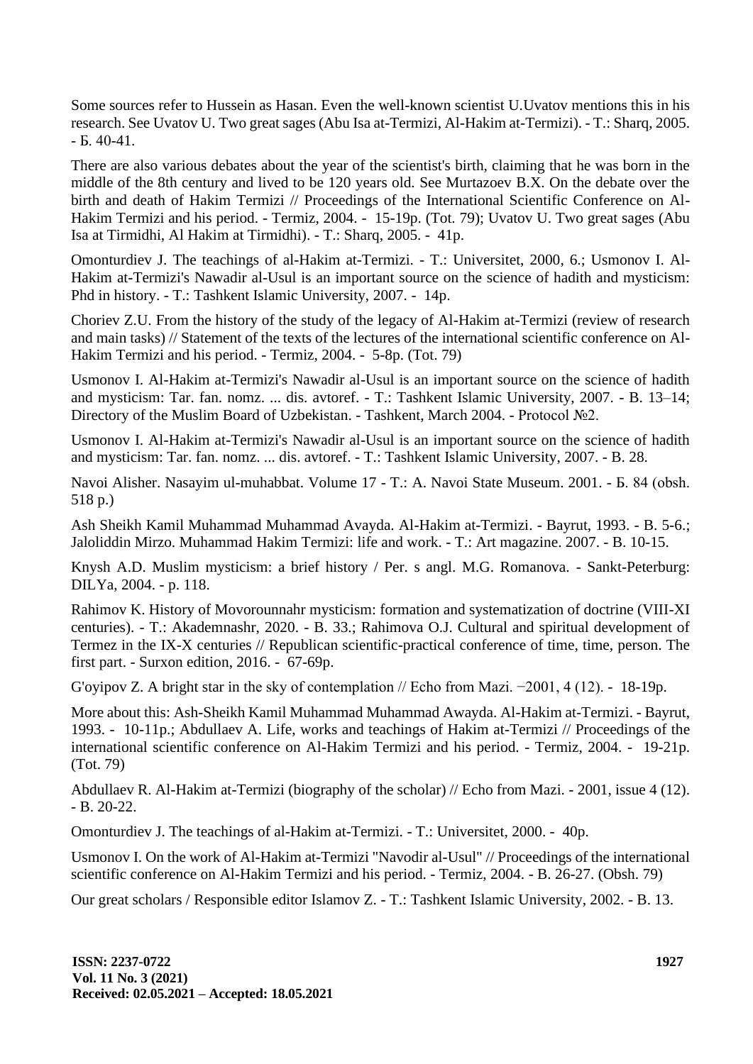Some sources refer to Hussein as Hasan. Even the well-known scientist U.Uvatov mentions this in his research. See Uvatov U. Two great sages (Abu Isa at-Termizi, Al-Hakim at-Termizi). - T.: Sharq, 2005. - Б. 40-41.

There are also various debates about the year of the scientist's birth, claiming that he was born in the middle of the 8th century and lived to be 120 years old. See Murtazoev B.X. On the debate over the birth and death of Hakim Termizi // Proceedings of the International Scientific Conference on Al-Hakim Termizi and his period. - Termiz, 2004. - 15-19p. (Tot. 79); Uvatov U. Two great sages (Abu Isa at Tirmidhi, Al Hakim at Tirmidhi). - T.: Sharq, 2005. - 41p.

Omonturdiev J. The teachings of al-Hakim at-Termizi. - T.: Universitet, 2000, 6.; Usmonov I. Al-Hakim at-Termizi's Nawadir al-Usul is an important source on the science of hadith and mysticism: Phd in history. - T.: Tashkent Islamic University, 2007. - 14p.

Choriev Z.U. From the history of the study of the legacy of Al-Hakim at-Termizi (review of research and main tasks) // Statement of the texts of the lectures of the international scientific conference on Al-Hakim Termizi and his period. - Termiz, 2004. - 5-8p. (Tot. 79)

Usmonov I. Al-Hakim at-Termizi's Nawadir al-Usul is an important source on the science of hadith and mysticism: Tar. fan. nomz. ... dis. avtoref. - T.: Tashkent Islamic University, 2007. - B. 13–14; Directory of the Muslim Board of Uzbekistan. - Tashkent, March 2004. - Protocol №2.

Usmonov I. Al-Hakim at-Termizi's Nawadir al-Usul is an important source on the science of hadith and mysticism: Tar. fan. nomz. ... dis. avtoref. - T.: Tashkent Islamic University, 2007. - B. 28.

Navoi Alisher. Nasayim ul-muhabbat. Volume 17 - T.: A. Navoi State Museum. 2001. - Б. 84 (obsh. 518 p.)

Ash Sheikh Kamil Muhammad Muhammad Avayda. Al-Hakim at-Termizi. - Bayrut, 1993. - B. 5-6.; Jaloliddin Mirzo. Muhammad Hakim Termizi: life and work. - T.: Art magazine. 2007. - B. 10-15.

Knysh A.D. Muslim mysticism: a brief history / Per. s angl. M.G. Romanova. - Sankt-Peterburg: DILYa, 2004. - p. 118.

Rahimov K. History of Movorounnahr mysticism: formation and systematization of doctrine (VIII-XI centuries). - T.: Akademnashr, 2020. - B. 33.; Rahimova O.J. Cultural and spiritual development of Termez in the IX-X centuries // Republican scientific-practical conference of time, time, person. The first part. - Surxon edition, 2016. - 67-69p.

G'oyipov Z. A bright star in the sky of contemplation // Echo from Mazi. −2001, 4 (12). - 18-19p.

More about this: Ash-Sheikh Kamil Muhammad Muhammad Awayda. Al-Hakim at-Termizi. - Bayrut, 1993. - 10-11p.; Abdullaev A. Life, works and teachings of Hakim at-Termizi // Proceedings of the international scientific conference on Al-Hakim Termizi and his period. - Termiz, 2004. - 19-21p. (Tot. 79)

Abdullaev R. Al-Hakim at-Termizi (biography of the scholar) // Echo from Mazi. - 2001, issue 4 (12). - B. 20-22.

Omonturdiev J. The teachings of al-Hakim at-Termizi. - T.: Universitet, 2000. - 40p.

Usmonov I. On the work of Al-Hakim at-Termizi "Navodir al-Usul" // Proceedings of the international scientific conference on Al-Hakim Termizi and his period. - Termiz, 2004. - B. 26-27. (Obsh. 79)

Our great scholars / Responsible editor Islamov Z. - T.: Tashkent Islamic University, 2002. - B. 13.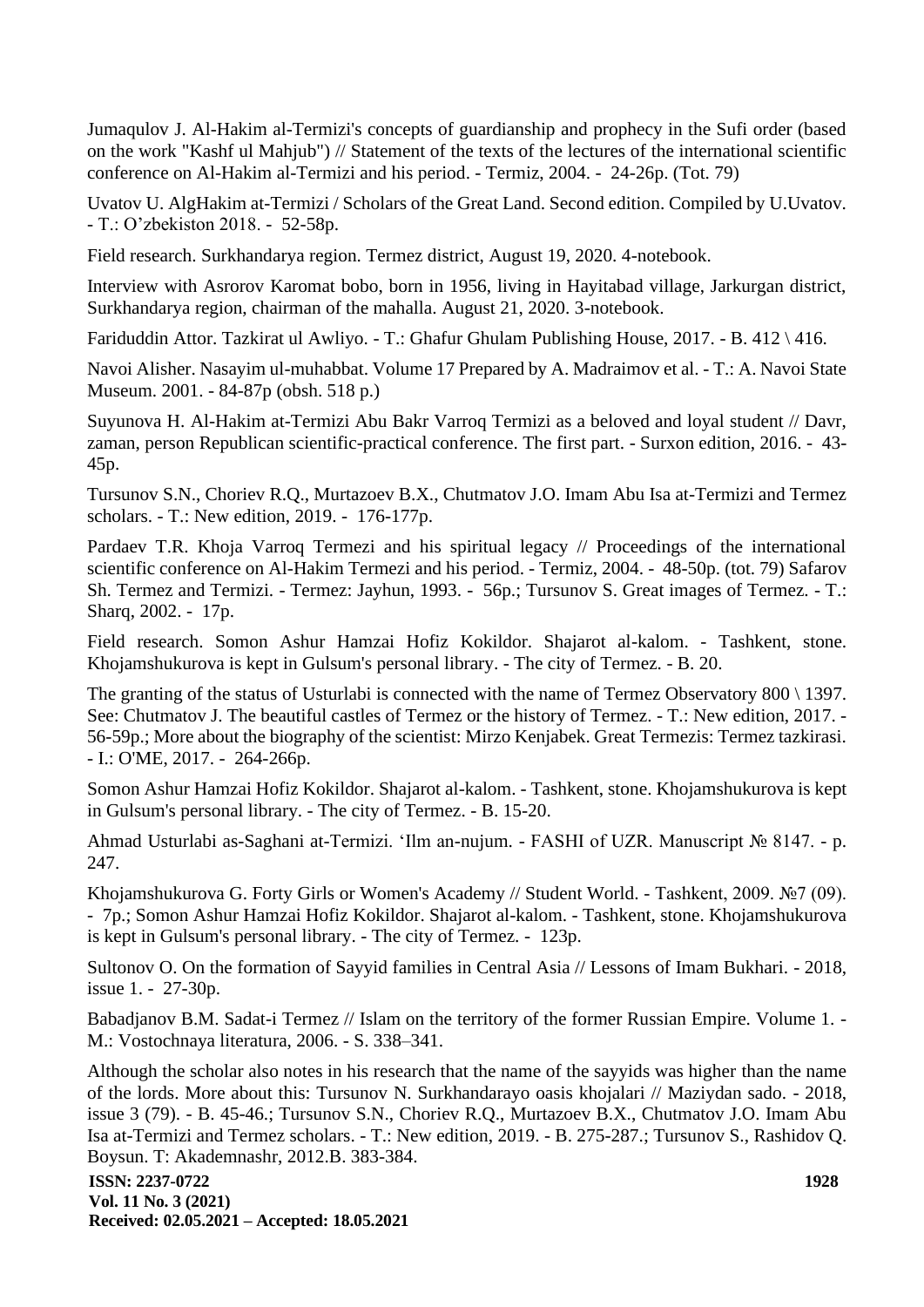Jumaqulov J. Al-Hakim al-Termizi's concepts of guardianship and prophecy in the Sufi order (based on the work "Kashf ul Mahjub") // Statement of the texts of the lectures of the international scientific conference on Al-Hakim al-Termizi and his period. - Termiz, 2004. - 24-26p. (Tot. 79)

Uvatov U. AlgHakim at-Termizi / Scholars of the Great Land. Second edition. Compiled by U.Uvatov. - T.: O'zbekiston 2018. - 52-58p.

Field research. Surkhandarya region. Termez district, August 19, 2020. 4-notebook.

Interview with Asrorov Karomat bobo, born in 1956, living in Hayitabad village, Jarkurgan district, Surkhandarya region, chairman of the mahalla. August 21, 2020. 3-notebook.

Fariduddin Attor. Tazkirat ul Awliyo. - T.: Ghafur Ghulam Publishing House, 2017. - B. 412 \ 416.

Navoi Alisher. Nasayim ul-muhabbat. Volume 17 Prepared by A. Madraimov et al. - T.: A. Navoi State Museum. 2001. - 84-87p (obsh. 518 p.)

Suyunova H. Al-Hakim at-Termizi Abu Bakr Varroq Termizi as a beloved and loyal student // Davr, zaman, person Republican scientific-practical conference. The first part. - Surxon edition, 2016. - 43-45p.

Tursunov S.N., Choriev R.Q., Murtazoev B.X., Chutmatov J.O. Imam Abu Isa at-Termizi and Termez scholars. - T.: New edition, 2019. - 176-177p.

Pardaev T.R. Khoja Varroq Termezi and his spiritual legacy // Proceedings of the international scientific conference on Al-Hakim Termezi and his period. - Termiz, 2004. - 48-50p. (tot. 79) Safarov Sh. Termez and Termizi. - Termez: Jayhun, 1993. - 56p.; Tursunov S. Great images of Termez. - T.: Sharq, 2002. - 17p.

Field research. Somon Ashur Hamzai Hofiz Kokildor. Shajarot al-kalom. - Tashkent, stone. Khojamshukurova is kept in Gulsum's personal library. - The city of Termez. - B. 20.

The granting of the status of Usturlabi is connected with the name of Termez Observatory 800 \ 1397. See: Chutmatov J. The beautiful castles of Termez or the history of Termez. - T.: New edition, 2017. - 56-59p.; More about the biography of the scientist: Mirzo Kenjabek. Great Termezis: Termez tazkirasi. - I.: O'ME, 2017. - 264-266p.

Somon Ashur Hamzai Hofiz Kokildor. Shajarot al-kalom. - Tashkent, stone. Khojamshukurova is kept in Gulsum's personal library. - The city of Termez. - B. 15-20.

Ahmad Usturlabi as-Saghani at-Termizi. 'Ilm an-nujum. - FASHI of UZR. Manuscript № 8147. - p. 247.

Khojamshukurova G. Forty Girls or Women's Academy // Student World. - Tashkent, 2009. №7 (09). - 7p.; Somon Ashur Hamzai Hofiz Kokildor. Shajarot al-kalom. - Tashkent, stone. Khojamshukurova is kept in Gulsum's personal library. - The city of Termez. - 123p.

Sultonov O. On the formation of Sayyid families in Central Asia // Lessons of Imam Bukhari. - 2018, issue 1. - 27-30p.

Babadjanov B.M. Sadat-i Termez // Islam on the territory of the former Russian Empire. Volume 1. - M.: Vostochnaya literatura, 2006. - S. 338–341.

Although the scholar also notes in his research that the name of the sayyids was higher than the name of the lords. More about this: Tursunov N. Surkhandarayo oasis khojalari // Maziydan sado. - 2018, issue 3 (79). - B. 45-46.; Tursunov S.N., Choriev R.Q., Murtazoev B.X., Chutmatov J.O. Imam Abu Isa at-Termizi and Termez scholars. - T.: New edition, 2019. - B. 275-287.; Tursunov S., Rashidov Q. Boysun. T: Akademnashr, 2012.B. 383-384.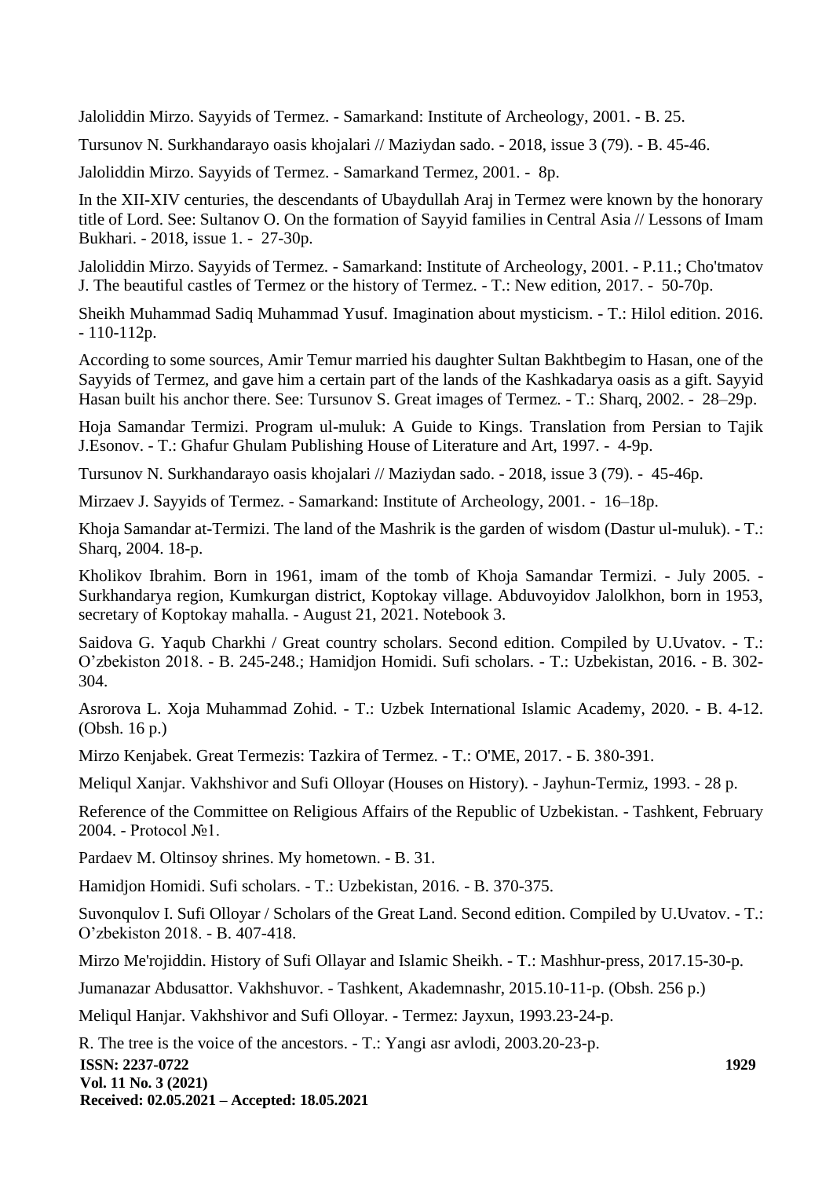Jaloliddin Mirzo. Sayyids of Termez. - Samarkand: Institute of Archeology, 2001. - B. 25.

Tursunov N. Surkhandarayo oasis khojalari // Maziydan sado. - 2018, issue 3 (79). - B. 45-46.

Jaloliddin Mirzo. Sayyids of Termez. - Samarkand Termez, 2001. - 8p.

In the XII-XIV centuries, the descendants of Ubaydullah Araj in Termez were known by the honorary title of Lord. See: Sultanov O. On the formation of Sayyid families in Central Asia // Lessons of Imam Bukhari. - 2018, issue 1. - 27-30p.

Jaloliddin Mirzo. Sayyids of Termez. - Samarkand: Institute of Archeology, 2001. - P.11.; Cho'tmatov J. The beautiful castles of Termez or the history of Termez. - T.: New edition, 2017. - 50-70p.

Sheikh Muhammad Sadiq Muhammad Yusuf. Imagination about mysticism. - T.: Hilol edition. 2016. - 110-112p.

According to some sources, Amir Temur married his daughter Sultan Bakhtbegim to Hasan, one of the Sayyids of Termez, and gave him a certain part of the lands of the Kashkadarya oasis as a gift. Sayyid Hasan built his anchor there. See: Tursunov S. Great images of Termez. - T.: Sharq, 2002. - 28–29p.

Hoja Samandar Termizi. Program ul-muluk: A Guide to Kings. Translation from Persian to Tajik J.Esonov. - T.: Ghafur Ghulam Publishing House of Literature and Art, 1997. - 4-9p.

Tursunov N. Surkhandarayo oasis khojalari // Maziydan sado. - 2018, issue 3 (79). - 45-46p.

Mirzaev J. Sayyids of Termez. - Samarkand: Institute of Archeology, 2001. - 16–18p.

Khoja Samandar at-Termizi. The land of the Mashrik is the garden of wisdom (Dastur ul-muluk). - T.: Sharq, 2004. 18-p.

Kholikov Ibrahim. Born in 1961, imam of the tomb of Khoja Samandar Termizi. - July 2005. - Surkhandarya region, Kumkurgan district, Koptokay village. Abduvoyidov Jalolkhon, born in 1953, secretary of Koptokay mahalla. - August 21, 2021. Notebook 3.

Saidova G. Yaqub Charkhi / Great country scholars. Second edition. Compiled by U.Uvatov. - T.: O'zbekiston 2018. - B. 245-248.; Hamidjon Homidi. Sufi scholars. - T.: Uzbekistan, 2016. - B. 302-304.

Asrorova L. Xoja Muhammad Zohid. - T.: Uzbek International Islamic Academy, 2020. - B. 4-12. (Obsh. 16 p.)

Mirzo Kenjabek. Great Termezis: Tazkira of Termez. - T.: O'ME, 2017. - Б. 380-391.

Meliqul Xanjar. Vakhshivor and Sufi Olloyar (Houses on History). - Jayhun-Termiz, 1993. - 28 p.

Reference of the Committee on Religious Affairs of the Republic of Uzbekistan. - Tashkent, February 2004. - Protocol №1.

Pardaev M. Oltinsoy shrines. My hometown. - B. 31.

Hamidjon Homidi. Sufi scholars. - T.: Uzbekistan, 2016. - B. 370-375.

Suvonqulov I. Sufi Olloyar / Scholars of the Great Land. Second edition. Compiled by U.Uvatov. - T.: O'zbekiston 2018. - B. 407-418.

Mirzo Me'rojiddin. History of Sufi Ollayar and Islamic Sheikh. - T.: Mashhur-press, 2017.15-30-p.

Jumanazar Abdusattor. Vakhshuvor. - Tashkent, Akademnashr, 2015.10-11-p. (Obsh. 256 p.)

Meliqul Hanjar. Vakhshivor and Sufi Olloyar. - Termez: Jayxun, 1993.23-24-p.

R. The tree is the voice of the ancestors. - T.: Yangi asr avlodi, 2003.20-23-p.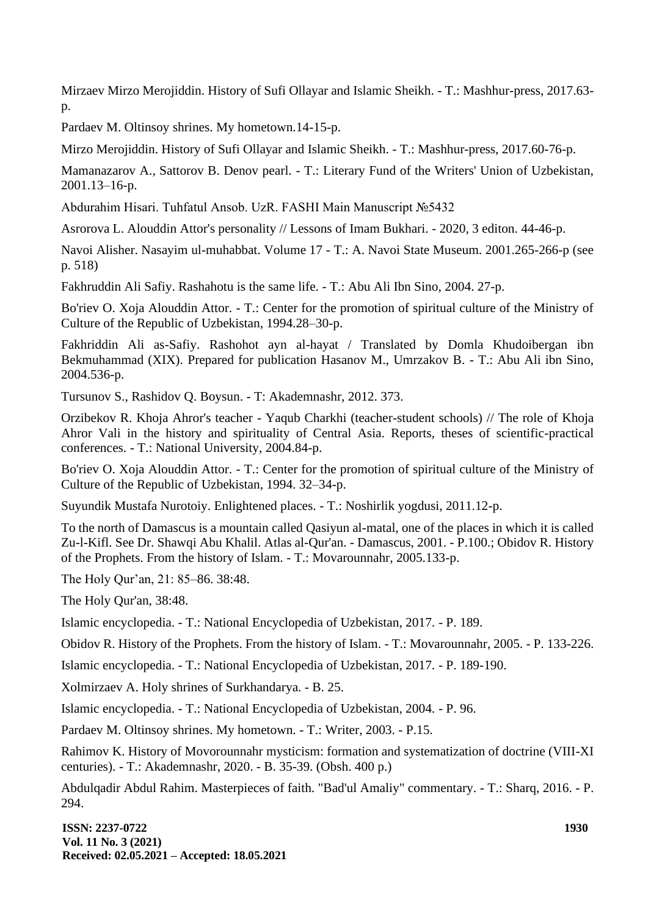Mirzaev Mirzo Merojiddin. History of Sufi Ollayar and Islamic Sheikh. - T.: Mashhur-press, 2017.63-p.

Pardaev M. Oltinsoy shrines. My hometown.14-15-p.

Mirzo Merojiddin. History of Sufi Ollayar and Islamic Sheikh. - T.: Mashhur-press, 2017.60-76-p.

Mamanazarov A., Sattorov B. Denov pearl. - T.: Literary Fund of the Writers' Union of Uzbekistan, 2001.13–16-p.

Abdurahim Hisari. Tuhfatul Ansob. UzR. FASHI Main Manuscript №5432

Asrorova L. Alouddin Attor's personality // Lessons of Imam Bukhari. - 2020, 3 editon. 44-46-p.

Navoi Alisher. Nasayim ul-muhabbat. Volume 17 - T.: A. Navoi State Museum. 2001.265-266-p (see p. 518)

Fakhruddin Ali Safiy. Rashahotu is the same life. - T.: Abu Ali Ibn Sino, 2004. 27-p.

Bo'riev O. Xoja Alouddin Attor. - T.: Center for the promotion of spiritual culture of the Ministry of Culture of the Republic of Uzbekistan, 1994.28–30-p.

Fakhriddin Ali as-Safiy. Rashohot ayn al-hayat / Translated by Domla Khudoibergan ibn Bekmuhammad (XIX). Prepared for publication Hasanov M., Umrzakov B. - T.: Abu Ali ibn Sino, 2004.536-p.

Tursunov S., Rashidov Q. Boysun. - T: Akademnashr, 2012. 373.

Orzibekov R. Khoja Ahror's teacher - Yaqub Charkhi (teacher-student schools) // The role of Khoja Ahror Vali in the history and spirituality of Central Asia. Reports, theses of scientific-practical conferences. - T.: National University, 2004.84-p.

Bo'riev O. Xoja Alouddin Attor. - T.: Center for the promotion of spiritual culture of the Ministry of Culture of the Republic of Uzbekistan, 1994. 32–34-p.

Suyundik Mustafa Nurotoiy. Enlightened places. - T.: Noshirlik yogdusi, 2011.12-p.

To the north of Damascus is a mountain called Qasiyun al-matal, one of the places in which it is called Zu-l-Kifl. See Dr. Shawqi Abu Khalil. Atlas al-Qur'an. - Damascus, 2001. - P.100.; Obidov R. History of the Prophets. From the history of Islam. - T.: Movarounnahr, 2005.133-p.

The Holy Qur'an, 21: 85–86. 38:48.

The Holy Qur'an, 38:48.

Islamic encyclopedia. - T.: National Encyclopedia of Uzbekistan, 2017. - P. 189.

Obidov R. History of the Prophets. From the history of Islam. - T.: Movarounnahr, 2005. - P. 133-226.

Islamic encyclopedia. - T.: National Encyclopedia of Uzbekistan, 2017. - P. 189-190.

Xolmirzaev A. Holy shrines of Surkhandarya. - B. 25.

Islamic encyclopedia. - T.: National Encyclopedia of Uzbekistan, 2004. - P. 96.

Pardaev M. Oltinsoy shrines. My hometown. - T.: Writer, 2003. - P.15.

Rahimov K. History of Movorounnahr mysticism: formation and systematization of doctrine (VIII-XI centuries). - T.: Akademnashr, 2020. - B. 35-39. (Obsh. 400 p.)

Abdulqadir Abdul Rahim. Masterpieces of faith. "Bad'ul Amaliy" commentary. - T.: Sharq, 2016. - P. 294.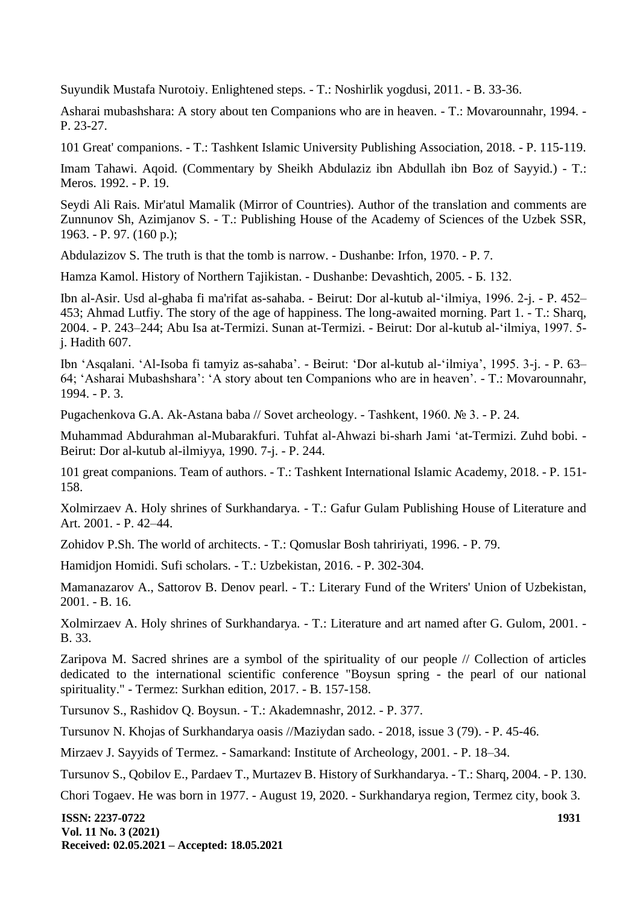Suyundik Mustafa Nurotoiy. Enlightened steps. - T.: Noshirlik yogdusi, 2011. - B. 33-36.

Asharai mubashshara: A story about ten Companions who are in heaven. - T.: Movarounnahr, 1994. - P. 23-27.

101 Great' companions. - T.: Tashkent Islamic University Publishing Association, 2018. - P. 115-119.

Imam Tahawi. Aqoid. (Commentary by Sheikh Abdulaziz ibn Abdullah ibn Boz of Sayyid.) - T.: Meros. 1992. - P. 19.

Seydi Ali Rais. Mir'atul Mamalik (Mirror of Countries). Author of the translation and comments are Zunnunov Sh, Azimjanov S. - T.: Publishing House of the Academy of Sciences of the Uzbek SSR, 1963. - P. 97. (160 p.);

Abdulazizov S. The truth is that the tomb is narrow. - Dushanbe: Irfon, 1970. - P. 7.

Hamza Kamol. History of Northern Tajikistan. - Dushanbe: Devashtich, 2005. - Б. 132.

Ibn al-Asir. Usd al-ghaba fi ma'rifat as-sahaba. - Beirut: Dor al-kutub al-'ilmiya, 1996. 2-j. - P. 452–453; Ahmad Lutfiy. The story of the age of happiness. The long-awaited morning. Part 1. - T.: Sharq, 2004. - P. 243–244; Abu Isa at-Termizi. Sunan at-Termizi. - Beirut: Dor al-kutub al-'ilmiya, 1997. 5-j. Hadith 607.

Ibn 'Asqalani. 'Al-Isoba fi tamyiz as-sahaba'. - Beirut: 'Dor al-kutub al-'ilmiya', 1995. 3-j. - P. 63–64; 'Asharai Mubashshara': 'A story about ten Companions who are in heaven'. - T.: Movarounnahr, 1994. - P. 3.

Pugachenkova G.A. Ak-Astana baba // Sovet archeology. - Tashkent, 1960. № 3. - P. 24.

Muhammad Abdurahman al-Mubarakfuri. Tuhfat al-Ahwazi bi-sharh Jami 'at-Termizi. Zuhd bobi. - Beirut: Dor al-kutub al-ilmiyya, 1990. 7-j. - P. 244.

101 great companions. Team of authors. - T.: Tashkent International Islamic Academy, 2018. - P. 151-158.

Xolmirzaev A. Holy shrines of Surkhandarya. - T.: Gafur Gulam Publishing House of Literature and Art. 2001. - P. 42–44.

Zohidov P.Sh. The world of architects. - T.: Qomuslar Bosh tahririyati, 1996. - P. 79.

Hamidjon Homidi. Sufi scholars. - T.: Uzbekistan, 2016. - P. 302-304.

Mamanazarov A., Sattorov B. Denov pearl. - T.: Literary Fund of the Writers' Union of Uzbekistan, 2001. - B. 16.

Xolmirzaev A. Holy shrines of Surkhandarya. - T.: Literature and art named after G. Gulom, 2001. - B. 33.

Zaripova M. Sacred shrines are a symbol of the spirituality of our people // Collection of articles dedicated to the international scientific conference "Boysun spring - the pearl of our national spirituality." - Termez: Surkhan edition, 2017. - B. 157-158.

Tursunov S., Rashidov Q. Boysun. - T.: Akademnashr, 2012. - P. 377.

Tursunov N. Khojas of Surkhandarya oasis //Maziydan sado. - 2018, issue 3 (79). - P. 45-46.

Mirzaev J. Sayyids of Termez. - Samarkand: Institute of Archeology, 2001. - P. 18–34.

Tursunov S., Qobilov E., Pardaev T., Murtazev B. History of Surkhandarya. - T.: Sharq, 2004. - P. 130.

Chori Togaev. He was born in 1977. - August 19, 2020. - Surkhandarya region, Termez city, book 3.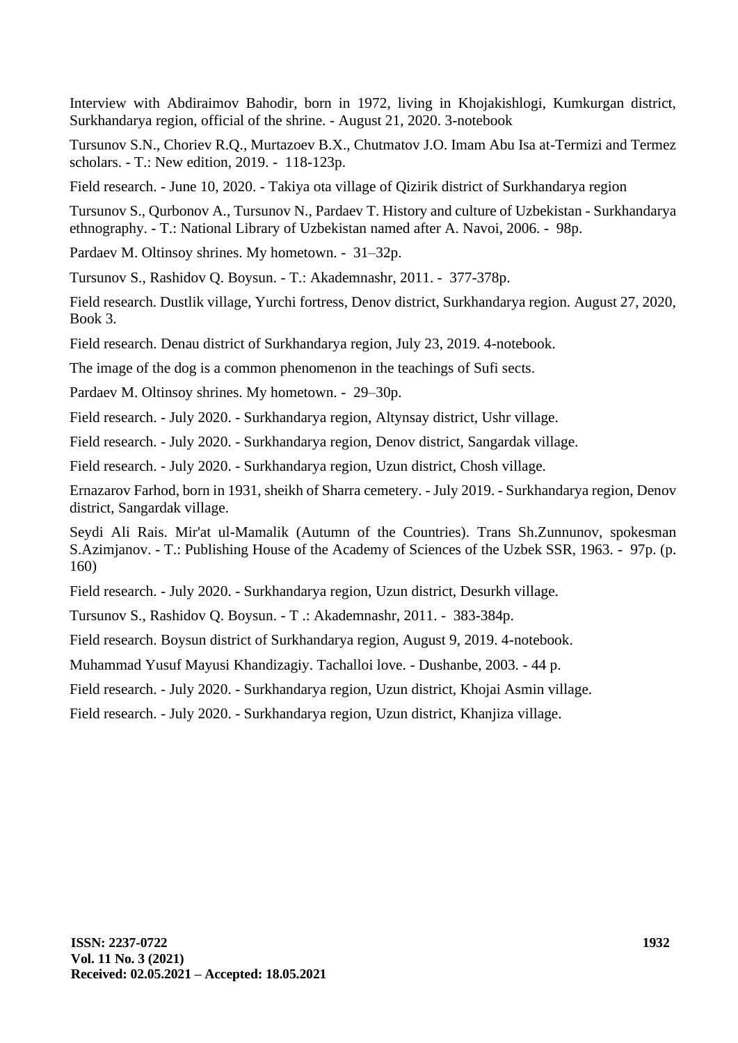Interview with Abdiraimov Bahodir, born in 1972, living in Khojakishlogi, Kumkurgan district, Surkhandarya region, official of the shrine. - August 21, 2020. 3-notebook

Tursunov S.N., Choriev R.Q., Murtazoev B.X., Chutmatov J.O. Imam Abu Isa at-Termizi and Termez scholars. - T.: New edition, 2019. - 118-123p.

Field research. - June 10, 2020. - Takiya ota village of Qizirik district of Surkhandarya region

Tursunov S., Qurbonov A., Tursunov N., Pardaev T. History and culture of Uzbekistan - Surkhandarya ethnography. - T.: National Library of Uzbekistan named after A. Navoi, 2006. - 98p.

Pardaev M. Oltinsoy shrines. My hometown. - 31–32p.

Tursunov S., Rashidov Q. Boysun. - T.: Akademnashr, 2011. - 377-378p.

Field research. Dustlik village, Yurchi fortress, Denov district, Surkhandarya region. August 27, 2020, Book 3.

Field research. Denau district of Surkhandarya region, July 23, 2019. 4-notebook.

The image of the dog is a common phenomenon in the teachings of Sufi sects.

Pardaev M. Oltinsoy shrines. My hometown. - 29–30p.

Field research. - July 2020. - Surkhandarya region, Altynsay district, Ushr village.

Field research. - July 2020. - Surkhandarya region, Denov district, Sangardak village.

Field research. - July 2020. - Surkhandarya region, Uzun district, Chosh village.

Ernazarov Farhod, born in 1931, sheikh of Sharra cemetery. - July 2019. - Surkhandarya region, Denov district, Sangardak village.

Seydi Ali Rais. Mir'at ul-Mamalik (Autumn of the Countries). Trans Sh.Zunnunov, spokesman S.Azimjanov. - T.: Publishing House of the Academy of Sciences of the Uzbek SSR, 1963. - 97p. (p. 160)

Field research. - July 2020. - Surkhandarya region, Uzun district, Desurkh village.

Tursunov S., Rashidov Q. Boysun. - T .: Akademnashr, 2011. - 383-384p.

Field research. Boysun district of Surkhandarya region, August 9, 2019. 4-notebook.

Muhammad Yusuf Mayusi Khandizagiy. Tachalloi love. - Dushanbe, 2003. - 44 p.

Field research. - July 2020. - Surkhandarya region, Uzun district, Khojai Asmin village.

Field research. - July 2020. - Surkhandarya region, Uzun district, Khanjiza village.